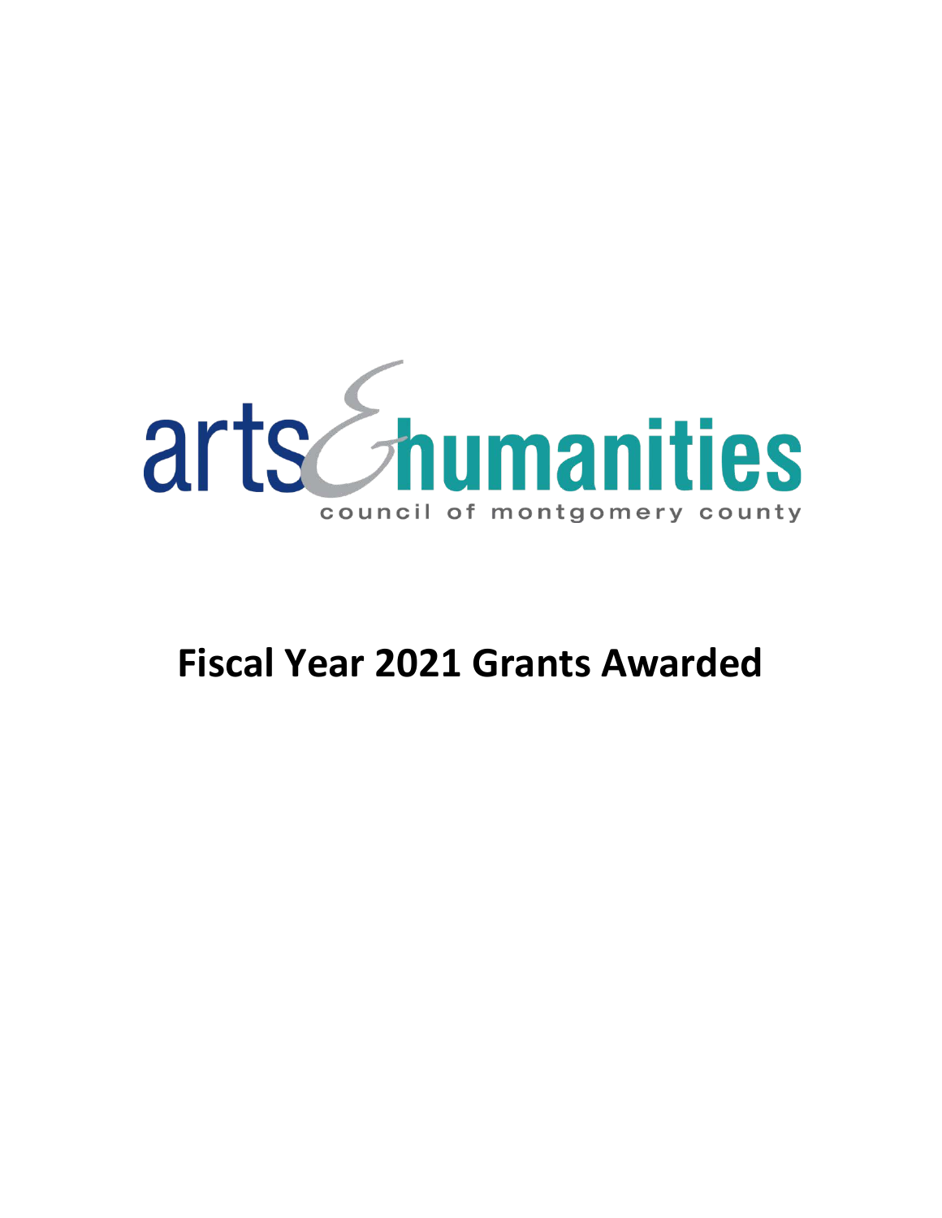arts & humanities

council of montgomery county

# Fiscal Year 2021 Grants Awarded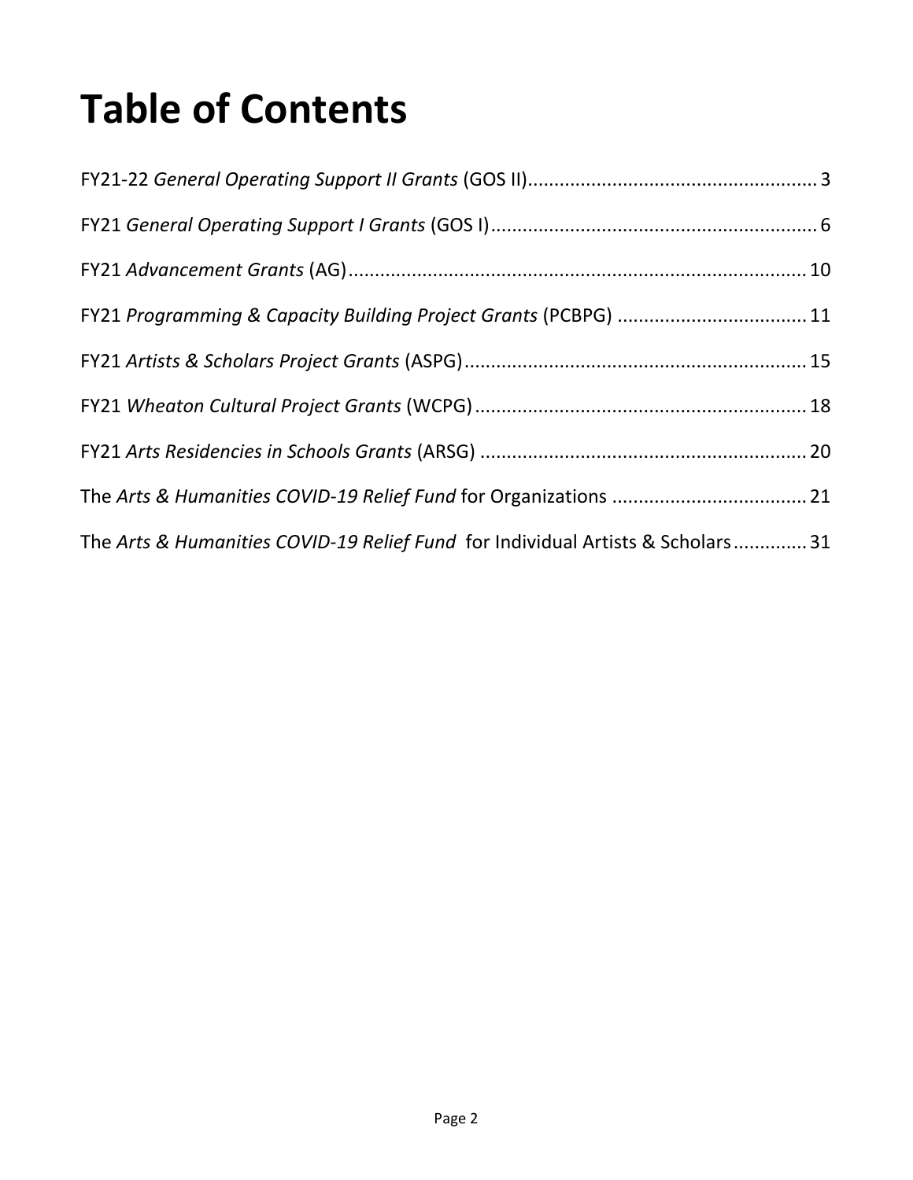# Table of Contents

FY21-22 *General Operating Support II Grants* (GOS II) ........ 3

FY21 *General Operating Support I Grants* (GOS I) ........ 6

FY21 *Advancement Grants* (AG) ........ 10

FY21 *Programming & Capacity Building Project Grants* (PCBPG) ........ 11

FY21 *Artists & Scholars Project Grants* (ASPG) ........ 15

FY21 *Wheaton Cultural Project Grants* (WCPG) ........ 18

FY21 *Arts Residencies in Schools Grants* (ARSG) ........ 20

The *Arts & Humanities COVID-19 Relief Fund* for Organizations ........ 21

The *Arts & Humanities COVID-19 Relief Fund* for Individual Artists & Scholars ........ 31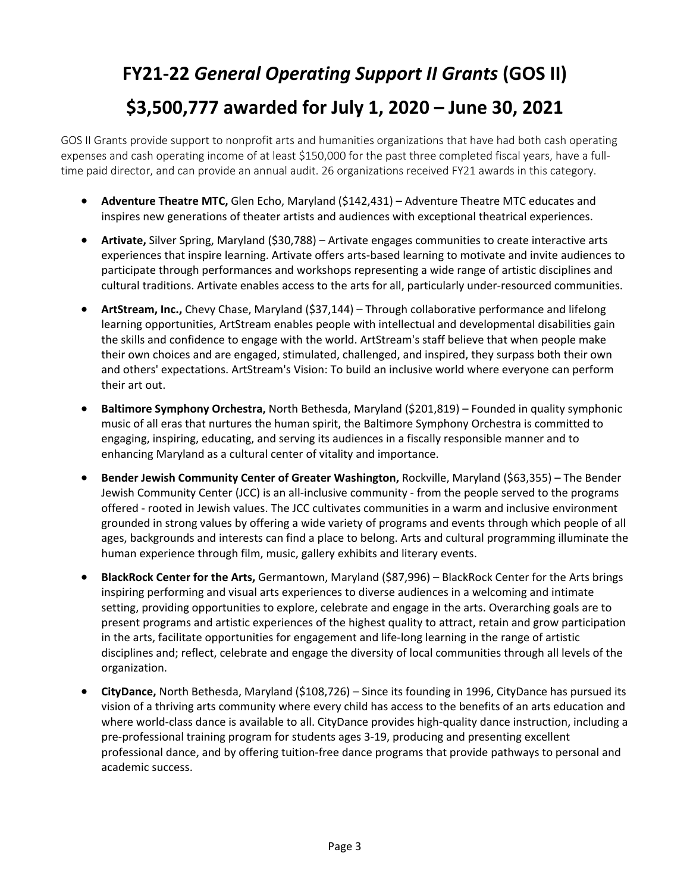# FY21-22 *General Operating Support II Grants* (GOS II)

# $3,500,777 awarded for July 1, 2020 – June 30, 2021

GOS II Grants provide support to nonprofit arts and humanities organizations that have had both cash operating expenses and cash operating income of at least $150,000 for the past three completed fiscal years, have a full-time paid director, and can provide an annual audit. 26 organizations received FY21 awards in this category.

- **Adventure Theatre MTC,** Glen Echo, Maryland ($142,431) – Adventure Theatre MTC educates and inspires new generations of theater artists and audiences with exceptional theatrical experiences.

- **Artivate,** Silver Spring, Maryland ($30,788) – Artivate engages communities to create interactive arts experiences that inspire learning. Artivate offers arts-based learning to motivate and invite audiences to participate through performances and workshops representing a wide range of artistic disciplines and cultural traditions. Artivate enables access to the arts for all, particularly under-resourced communities.

- **ArtStream, Inc.,** Chevy Chase, Maryland ($37,144) – Through collaborative performance and lifelong learning opportunities, ArtStream enables people with intellectual and developmental disabilities gain the skills and confidence to engage with the world. ArtStream's staff believe that when people make their own choices and are engaged, stimulated, challenged, and inspired, they surpass both their own and others' expectations. ArtStream's Vision: To build an inclusive world where everyone can perform their art out.

- **Baltimore Symphony Orchestra,** North Bethesda, Maryland ($201,819) – Founded in quality symphonic music of all eras that nurtures the human spirit, the Baltimore Symphony Orchestra is committed to engaging, inspiring, educating, and serving its audiences in a fiscally responsible manner and to enhancing Maryland as a cultural center of vitality and importance.

- **Bender Jewish Community Center of Greater Washington,** Rockville, Maryland ($63,355) – The Bender Jewish Community Center (JCC) is an all-inclusive community - from the people served to the programs offered - rooted in Jewish values. The JCC cultivates communities in a warm and inclusive environment grounded in strong values by offering a wide variety of programs and events through which people of all ages, backgrounds and interests can find a place to belong. Arts and cultural programming illuminate the human experience through film, music, gallery exhibits and literary events.

- **BlackRock Center for the Arts,** Germantown, Maryland ($87,996) – BlackRock Center for the Arts brings inspiring performing and visual arts experiences to diverse audiences in a welcoming and intimate setting, providing opportunities to explore, celebrate and engage in the arts. Overarching goals are to present programs and artistic experiences of the highest quality to attract, retain and grow participation in the arts, facilitate opportunities for engagement and life-long learning in the range of artistic disciplines and; reflect, celebrate and engage the diversity of local communities through all levels of the organization.

- **CityDance,** North Bethesda, Maryland ($108,726) – Since its founding in 1996, CityDance has pursued its vision of a thriving arts community where every child has access to the benefits of an arts education and where world-class dance is available to all. CityDance provides high-quality dance instruction, including a pre-professional training program for students ages 3-19, producing and presenting excellent professional dance, and by offering tuition-free dance programs that provide pathways to personal and academic success.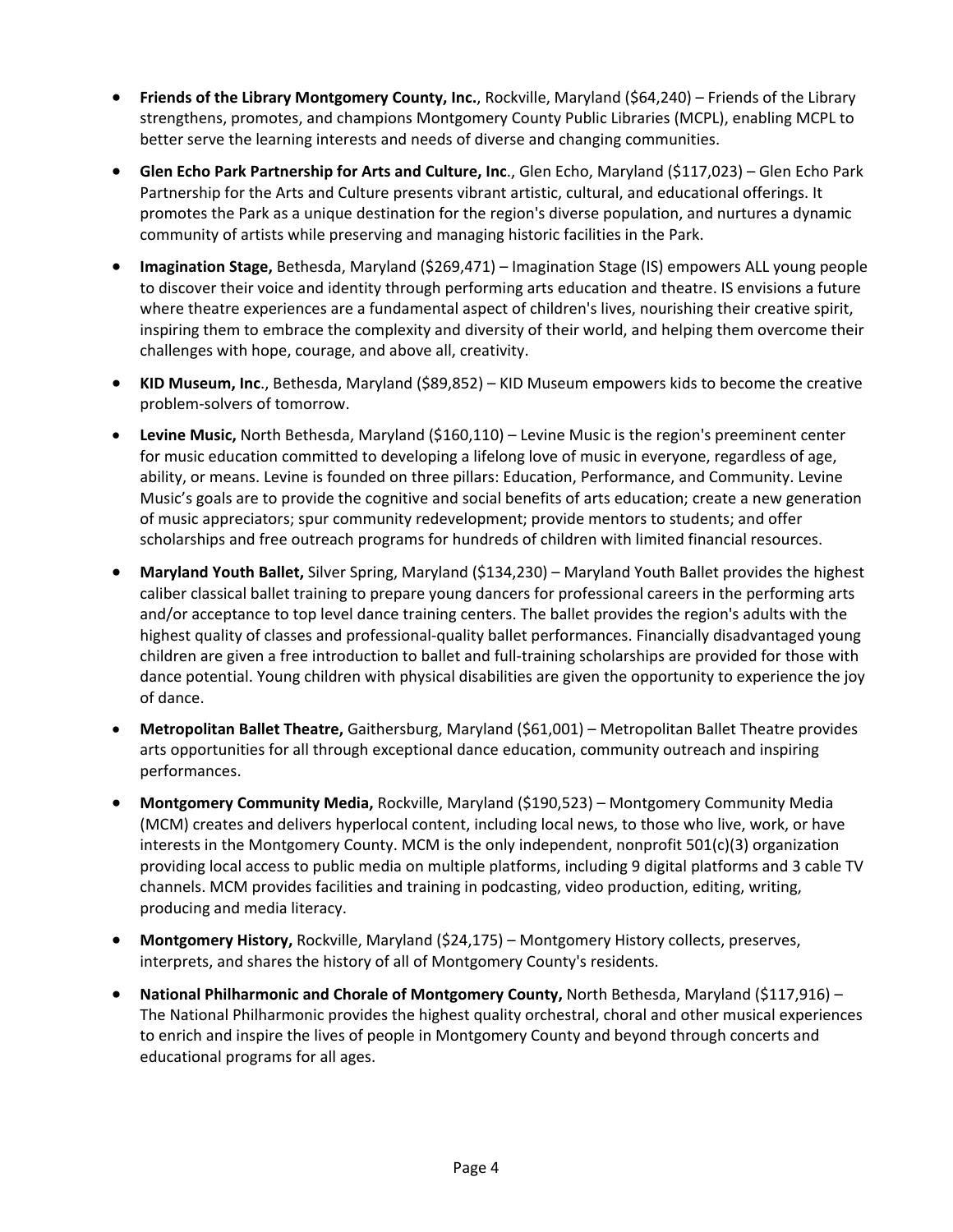- **Friends of the Library Montgomery County, Inc.**, Rockville, Maryland ($64,240) – Friends of the Library strengthens, promotes, and champions Montgomery County Public Libraries (MCPL), enabling MCPL to better serve the learning interests and needs of diverse and changing communities.
- **Glen Echo Park Partnership for Arts and Culture, Inc**., Glen Echo, Maryland ($117,023) – Glen Echo Park Partnership for the Arts and Culture presents vibrant artistic, cultural, and educational offerings. It promotes the Park as a unique destination for the region's diverse population, and nurtures a dynamic community of artists while preserving and managing historic facilities in the Park.
- **Imagination Stage,** Bethesda, Maryland ($269,471) – Imagination Stage (IS) empowers ALL young people to discover their voice and identity through performing arts education and theatre. IS envisions a future where theatre experiences are a fundamental aspect of children's lives, nourishing their creative spirit, inspiring them to embrace the complexity and diversity of their world, and helping them overcome their challenges with hope, courage, and above all, creativity.
- **KID Museum, Inc**., Bethesda, Maryland ($89,852) – KID Museum empowers kids to become the creative problem-solvers of tomorrow.
- **Levine Music,** North Bethesda, Maryland ($160,110) – Levine Music is the region's preeminent center for music education committed to developing a lifelong love of music in everyone, regardless of age, ability, or means. Levine is founded on three pillars: Education, Performance, and Community. Levine Music's goals are to provide the cognitive and social benefits of arts education; create a new generation of music appreciators; spur community redevelopment; provide mentors to students; and offer scholarships and free outreach programs for hundreds of children with limited financial resources.
- **Maryland Youth Ballet,** Silver Spring, Maryland ($134,230) – Maryland Youth Ballet provides the highest caliber classical ballet training to prepare young dancers for professional careers in the performing arts and/or acceptance to top level dance training centers. The ballet provides the region's adults with the highest quality of classes and professional-quality ballet performances. Financially disadvantaged young children are given a free introduction to ballet and full-training scholarships are provided for those with dance potential. Young children with physical disabilities are given the opportunity to experience the joy of dance.
- **Metropolitan Ballet Theatre,** Gaithersburg, Maryland ($61,001) – Metropolitan Ballet Theatre provides arts opportunities for all through exceptional dance education, community outreach and inspiring performances.
- **Montgomery Community Media,** Rockville, Maryland ($190,523) – Montgomery Community Media (MCM) creates and delivers hyperlocal content, including local news, to those who live, work, or have interests in the Montgomery County. MCM is the only independent, nonprofit 501(c)(3) organization providing local access to public media on multiple platforms, including 9 digital platforms and 3 cable TV channels. MCM provides facilities and training in podcasting, video production, editing, writing, producing and media literacy.
- **Montgomery History,** Rockville, Maryland ($24,175) – Montgomery History collects, preserves, interprets, and shares the history of all of Montgomery County's residents.
- **National Philharmonic and Chorale of Montgomery County,** North Bethesda, Maryland ($117,916) – The National Philharmonic provides the highest quality orchestral, choral and other musical experiences to enrich and inspire the lives of people in Montgomery County and beyond through concerts and educational programs for all ages.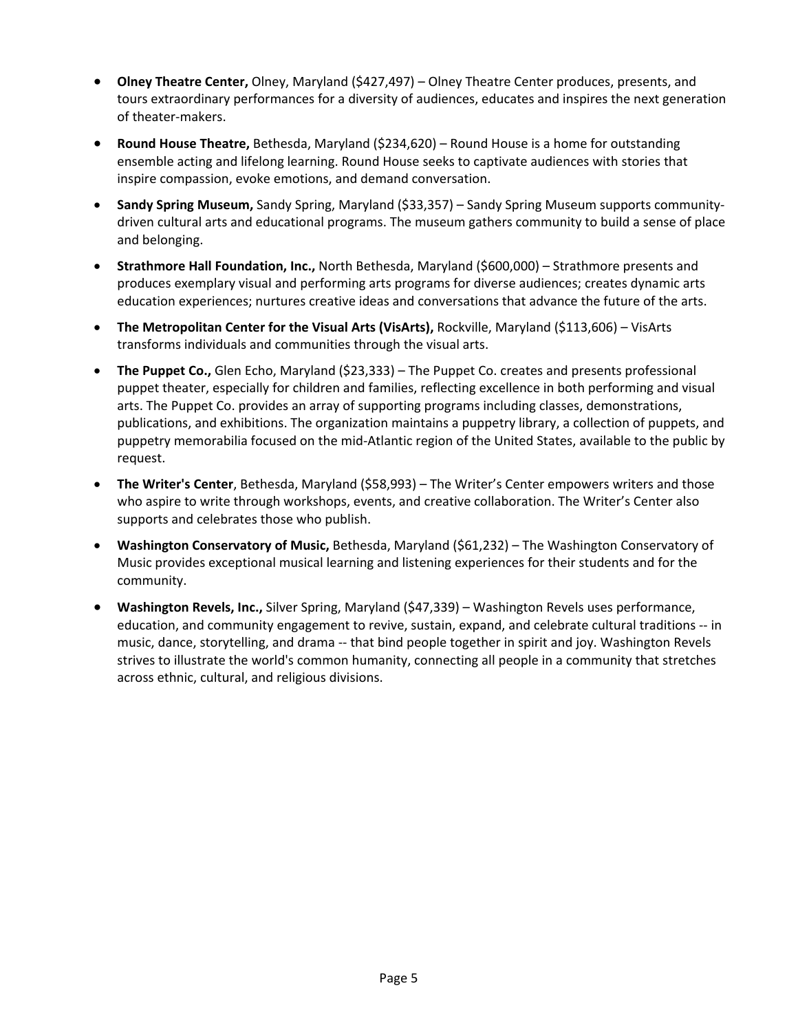- **Olney Theatre Center,** Olney, Maryland ($427,497) – Olney Theatre Center produces, presents, and tours extraordinary performances for a diversity of audiences, educates and inspires the next generation of theater-makers.
- **Round House Theatre,** Bethesda, Maryland ($234,620) – Round House is a home for outstanding ensemble acting and lifelong learning. Round House seeks to captivate audiences with stories that inspire compassion, evoke emotions, and demand conversation.
- **Sandy Spring Museum,** Sandy Spring, Maryland ($33,357) – Sandy Spring Museum supports community-driven cultural arts and educational programs. The museum gathers community to build a sense of place and belonging.
- **Strathmore Hall Foundation, Inc.,** North Bethesda, Maryland ($600,000) – Strathmore presents and produces exemplary visual and performing arts programs for diverse audiences; creates dynamic arts education experiences; nurtures creative ideas and conversations that advance the future of the arts.
- **The Metropolitan Center for the Visual Arts (VisArts),** Rockville, Maryland ($113,606) – VisArts transforms individuals and communities through the visual arts.
- **The Puppet Co.,** Glen Echo, Maryland ($23,333) – The Puppet Co. creates and presents professional puppet theater, especially for children and families, reflecting excellence in both performing and visual arts. The Puppet Co. provides an array of supporting programs including classes, demonstrations, publications, and exhibitions. The organization maintains a puppetry library, a collection of puppets, and puppetry memorabilia focused on the mid-Atlantic region of the United States, available to the public by request.
- **The Writer's Center**, Bethesda, Maryland ($58,993) – The Writer's Center empowers writers and those who aspire to write through workshops, events, and creative collaboration. The Writer's Center also supports and celebrates those who publish.
- **Washington Conservatory of Music,** Bethesda, Maryland ($61,232) – The Washington Conservatory of Music provides exceptional musical learning and listening experiences for their students and for the community.
- **Washington Revels, Inc.,** Silver Spring, Maryland ($47,339) – Washington Revels uses performance, education, and community engagement to revive, sustain, expand, and celebrate cultural traditions -- in music, dance, storytelling, and drama -- that bind people together in spirit and joy. Washington Revels strives to illustrate the world's common humanity, connecting all people in a community that stretches across ethnic, cultural, and religious divisions.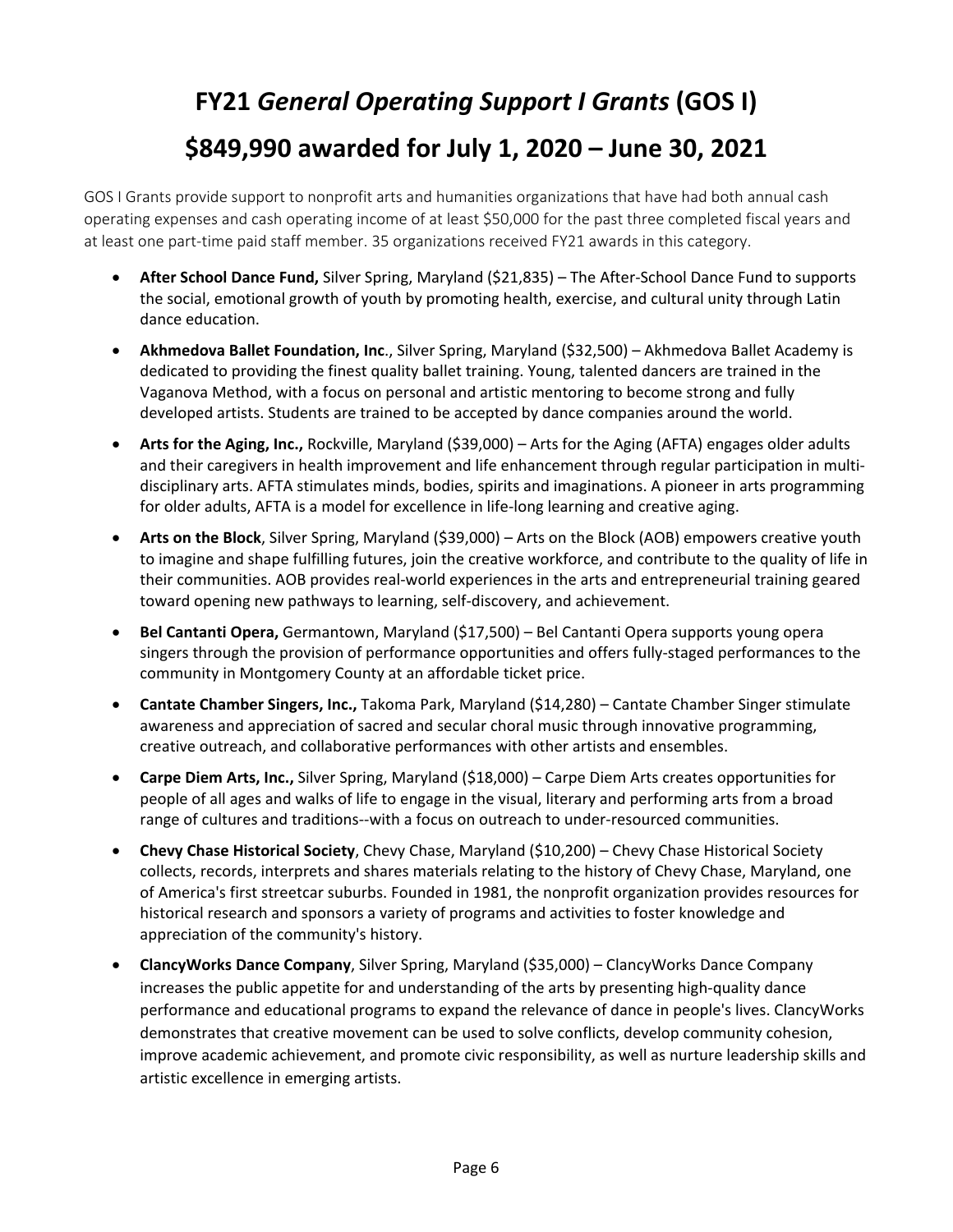# FY21 *General Operating Support I Grants* (GOS I)

# $849,990 awarded for July 1, 2020 – June 30, 2021

GOS I Grants provide support to nonprofit arts and humanities organizations that have had both annual cash operating expenses and cash operating income of at least $50,000 for the past three completed fiscal years and at least one part-time paid staff member. 35 organizations received FY21 awards in this category.

- **After School Dance Fund,** Silver Spring, Maryland ($21,835) – The After-School Dance Fund to supports the social, emotional growth of youth by promoting health, exercise, and cultural unity through Latin dance education.
- **Akhmedova Ballet Foundation, Inc**., Silver Spring, Maryland ($32,500) – Akhmedova Ballet Academy is dedicated to providing the finest quality ballet training. Young, talented dancers are trained in the Vaganova Method, with a focus on personal and artistic mentoring to become strong and fully developed artists. Students are trained to be accepted by dance companies around the world.
- **Arts for the Aging, Inc.,** Rockville, Maryland ($39,000) – Arts for the Aging (AFTA) engages older adults and their caregivers in health improvement and life enhancement through regular participation in multi-disciplinary arts. AFTA stimulates minds, bodies, spirits and imaginations. A pioneer in arts programming for older adults, AFTA is a model for excellence in life-long learning and creative aging.
- **Arts on the Block**, Silver Spring, Maryland ($39,000) – Arts on the Block (AOB) empowers creative youth to imagine and shape fulfilling futures, join the creative workforce, and contribute to the quality of life in their communities. AOB provides real-world experiences in the arts and entrepreneurial training geared toward opening new pathways to learning, self-discovery, and achievement.
- **Bel Cantanti Opera,** Germantown, Maryland ($17,500) – Bel Cantanti Opera supports young opera singers through the provision of performance opportunities and offers fully-staged performances to the community in Montgomery County at an affordable ticket price.
- **Cantate Chamber Singers, Inc.,** Takoma Park, Maryland ($14,280) – Cantate Chamber Singer stimulate awareness and appreciation of sacred and secular choral music through innovative programming, creative outreach, and collaborative performances with other artists and ensembles.
- **Carpe Diem Arts, Inc.,** Silver Spring, Maryland ($18,000) – Carpe Diem Arts creates opportunities for people of all ages and walks of life to engage in the visual, literary and performing arts from a broad range of cultures and traditions--with a focus on outreach to under-resourced communities.
- **Chevy Chase Historical Society**, Chevy Chase, Maryland ($10,200) – Chevy Chase Historical Society collects, records, interprets and shares materials relating to the history of Chevy Chase, Maryland, one of America's first streetcar suburbs. Founded in 1981, the nonprofit organization provides resources for historical research and sponsors a variety of programs and activities to foster knowledge and appreciation of the community's history.
- **ClancyWorks Dance Company**, Silver Spring, Maryland ($35,000) – ClancyWorks Dance Company increases the public appetite for and understanding of the arts by presenting high-quality dance performance and educational programs to expand the relevance of dance in people's lives. ClancyWorks demonstrates that creative movement can be used to solve conflicts, develop community cohesion, improve academic achievement, and promote civic responsibility, as well as nurture leadership skills and artistic excellence in emerging artists.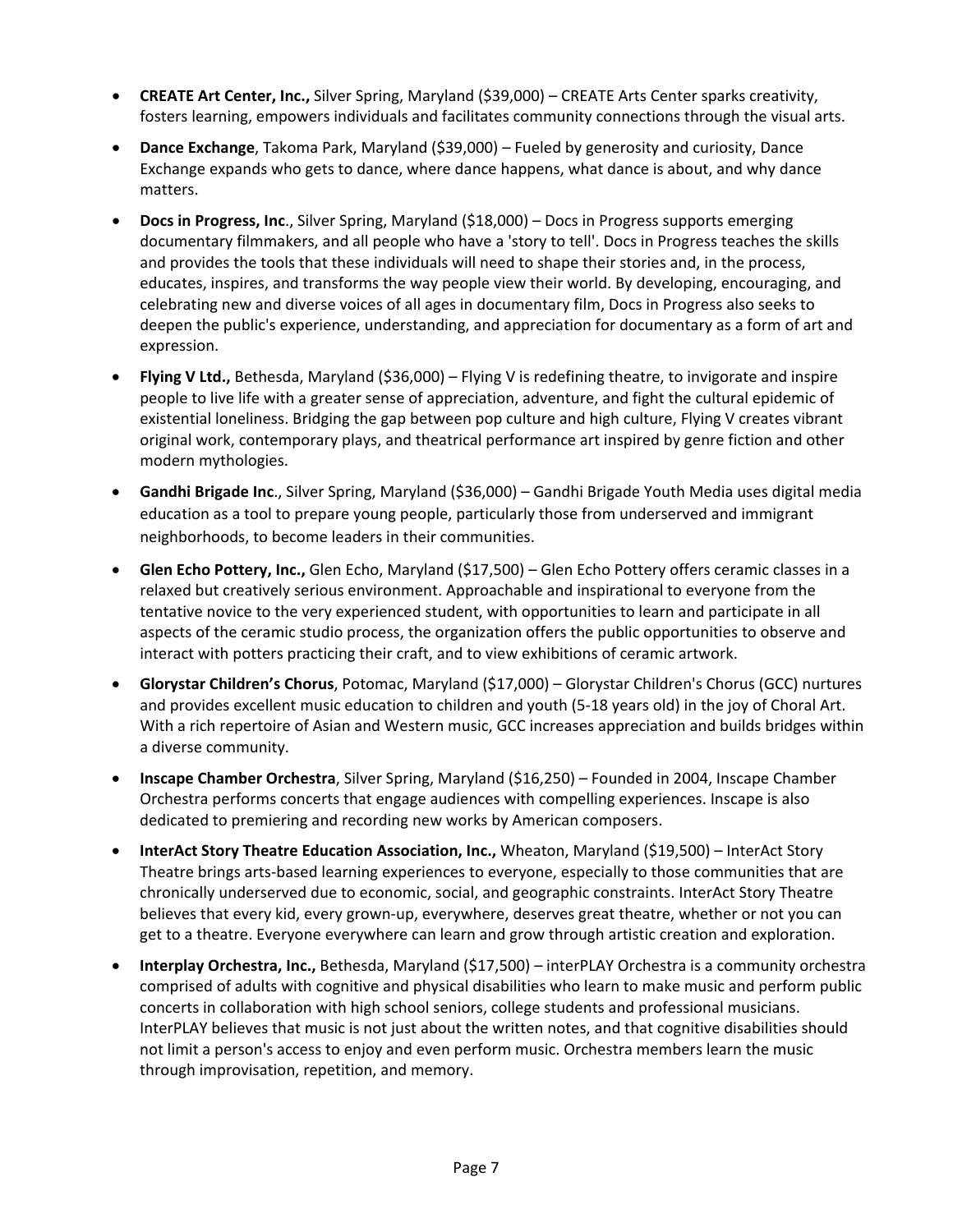- **CREATE Art Center, Inc.,** Silver Spring, Maryland ($39,000) – CREATE Arts Center sparks creativity, fosters learning, empowers individuals and facilitates community connections through the visual arts.
- **Dance Exchange**, Takoma Park, Maryland ($39,000) – Fueled by generosity and curiosity, Dance Exchange expands who gets to dance, where dance happens, what dance is about, and why dance matters.
- **Docs in Progress, Inc**., Silver Spring, Maryland ($18,000) – Docs in Progress supports emerging documentary filmmakers, and all people who have a 'story to tell'. Docs in Progress teaches the skills and provides the tools that these individuals will need to shape their stories and, in the process, educates, inspires, and transforms the way people view their world. By developing, encouraging, and celebrating new and diverse voices of all ages in documentary film, Docs in Progress also seeks to deepen the public's experience, understanding, and appreciation for documentary as a form of art and expression.
- **Flying V Ltd.,** Bethesda, Maryland ($36,000) – Flying V is redefining theatre, to invigorate and inspire people to live life with a greater sense of appreciation, adventure, and fight the cultural epidemic of existential loneliness. Bridging the gap between pop culture and high culture, Flying V creates vibrant original work, contemporary plays, and theatrical performance art inspired by genre fiction and other modern mythologies.
- **Gandhi Brigade Inc**., Silver Spring, Maryland ($36,000) – Gandhi Brigade Youth Media uses digital media education as a tool to prepare young people, particularly those from underserved and immigrant neighborhoods, to become leaders in their communities.
- **Glen Echo Pottery, Inc.,** Glen Echo, Maryland ($17,500) – Glen Echo Pottery offers ceramic classes in a relaxed but creatively serious environment. Approachable and inspirational to everyone from the tentative novice to the very experienced student, with opportunities to learn and participate in all aspects of the ceramic studio process, the organization offers the public opportunities to observe and interact with potters practicing their craft, and to view exhibitions of ceramic artwork.
- **Glorystar Children's Chorus**, Potomac, Maryland ($17,000) – Glorystar Children's Chorus (GCC) nurtures and provides excellent music education to children and youth (5-18 years old) in the joy of Choral Art. With a rich repertoire of Asian and Western music, GCC increases appreciation and builds bridges within a diverse community.
- **Inscape Chamber Orchestra**, Silver Spring, Maryland ($16,250) – Founded in 2004, Inscape Chamber Orchestra performs concerts that engage audiences with compelling experiences. Inscape is also dedicated to premiering and recording new works by American composers.
- **InterAct Story Theatre Education Association, Inc.,** Wheaton, Maryland ($19,500) – InterAct Story Theatre brings arts-based learning experiences to everyone, especially to those communities that are chronically underserved due to economic, social, and geographic constraints. InterAct Story Theatre believes that every kid, every grown-up, everywhere, deserves great theatre, whether or not you can get to a theatre. Everyone everywhere can learn and grow through artistic creation and exploration.
- **Interplay Orchestra, Inc.,** Bethesda, Maryland ($17,500) – interPLAY Orchestra is a community orchestra comprised of adults with cognitive and physical disabilities who learn to make music and perform public concerts in collaboration with high school seniors, college students and professional musicians. InterPLAY believes that music is not just about the written notes, and that cognitive disabilities should not limit a person's access to enjoy and even perform music. Orchestra members learn the music through improvisation, repetition, and memory.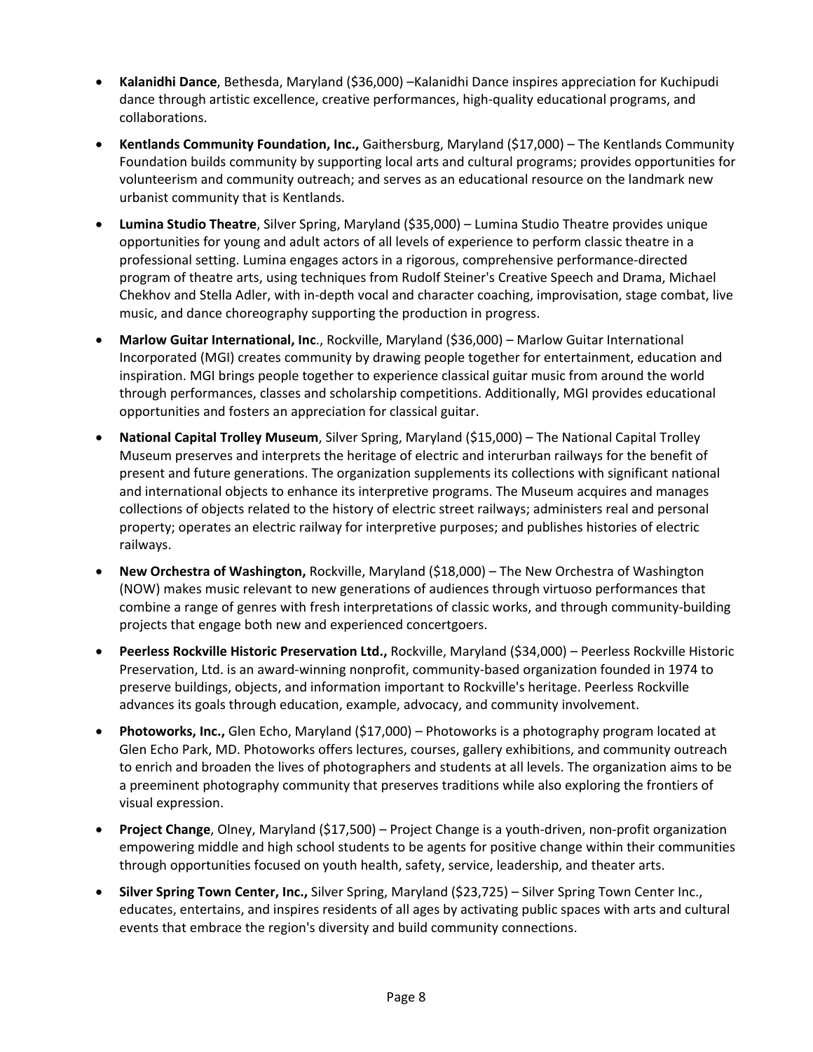- **Kalanidhi Dance**, Bethesda, Maryland ($36,000) –Kalanidhi Dance inspires appreciation for Kuchipudi dance through artistic excellence, creative performances, high-quality educational programs, and collaborations.

- **Kentlands Community Foundation, Inc.,** Gaithersburg, Maryland ($17,000) – The Kentlands Community Foundation builds community by supporting local arts and cultural programs; provides opportunities for volunteerism and community outreach; and serves as an educational resource on the landmark new urbanist community that is Kentlands.

- **Lumina Studio Theatre**, Silver Spring, Maryland ($35,000) – Lumina Studio Theatre provides unique opportunities for young and adult actors of all levels of experience to perform classic theatre in a professional setting. Lumina engages actors in a rigorous, comprehensive performance-directed program of theatre arts, using techniques from Rudolf Steiner's Creative Speech and Drama, Michael Chekhov and Stella Adler, with in-depth vocal and character coaching, improvisation, stage combat, live music, and dance choreography supporting the production in progress.

- **Marlow Guitar International, Inc**., Rockville, Maryland ($36,000) – Marlow Guitar International Incorporated (MGI) creates community by drawing people together for entertainment, education and inspiration. MGI brings people together to experience classical guitar music from around the world through performances, classes and scholarship competitions. Additionally, MGI provides educational opportunities and fosters an appreciation for classical guitar.

- **National Capital Trolley Museum**, Silver Spring, Maryland ($15,000) – The National Capital Trolley Museum preserves and interprets the heritage of electric and interurban railways for the benefit of present and future generations. The organization supplements its collections with significant national and international objects to enhance its interpretive programs. The Museum acquires and manages collections of objects related to the history of electric street railways; administers real and personal property; operates an electric railway for interpretive purposes; and publishes histories of electric railways.

- **New Orchestra of Washington,** Rockville, Maryland ($18,000) – The New Orchestra of Washington (NOW) makes music relevant to new generations of audiences through virtuoso performances that combine a range of genres with fresh interpretations of classic works, and through community-building projects that engage both new and experienced concertgoers.

- **Peerless Rockville Historic Preservation Ltd.,** Rockville, Maryland ($34,000) – Peerless Rockville Historic Preservation, Ltd. is an award-winning nonprofit, community-based organization founded in 1974 to preserve buildings, objects, and information important to Rockville's heritage. Peerless Rockville advances its goals through education, example, advocacy, and community involvement.

- **Photoworks, Inc.,** Glen Echo, Maryland ($17,000) – Photoworks is a photography program located at Glen Echo Park, MD. Photoworks offers lectures, courses, gallery exhibitions, and community outreach to enrich and broaden the lives of photographers and students at all levels. The organization aims to be a preeminent photography community that preserves traditions while also exploring the frontiers of visual expression.

- **Project Change**, Olney, Maryland ($17,500) – Project Change is a youth-driven, non-profit organization empowering middle and high school students to be agents for positive change within their communities through opportunities focused on youth health, safety, service, leadership, and theater arts.

- **Silver Spring Town Center, Inc.,** Silver Spring, Maryland ($23,725) – Silver Spring Town Center Inc., educates, entertains, and inspires residents of all ages by activating public spaces with arts and cultural events that embrace the region's diversity and build community connections.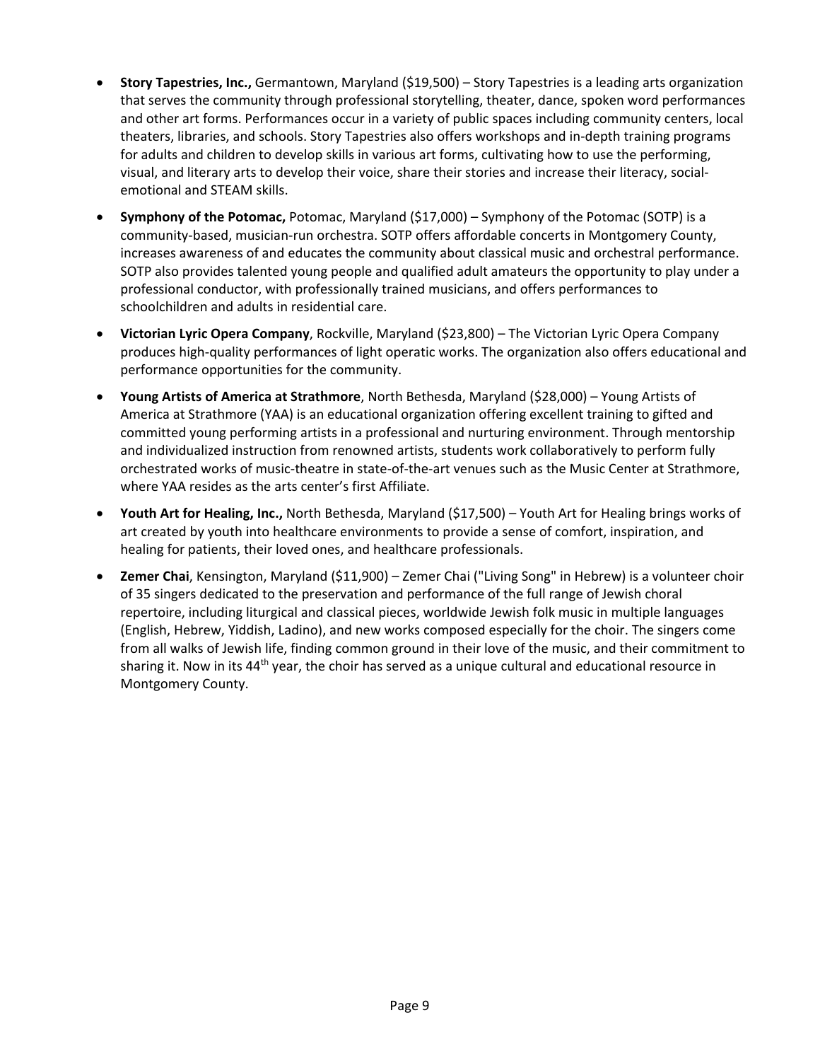- **Story Tapestries, Inc.,** Germantown, Maryland ($19,500) – Story Tapestries is a leading arts organization that serves the community through professional storytelling, theater, dance, spoken word performances and other art forms. Performances occur in a variety of public spaces including community centers, local theaters, libraries, and schools. Story Tapestries also offers workshops and in-depth training programs for adults and children to develop skills in various art forms, cultivating how to use the performing, visual, and literary arts to develop their voice, share their stories and increase their literacy, social-emotional and STEAM skills.
- **Symphony of the Potomac,** Potomac, Maryland ($17,000) – Symphony of the Potomac (SOTP) is a community-based, musician-run orchestra. SOTP offers affordable concerts in Montgomery County, increases awareness of and educates the community about classical music and orchestral performance. SOTP also provides talented young people and qualified adult amateurs the opportunity to play under a professional conductor, with professionally trained musicians, and offers performances to schoolchildren and adults in residential care.
- **Victorian Lyric Opera Company**, Rockville, Maryland ($23,800) – The Victorian Lyric Opera Company produces high-quality performances of light operatic works. The organization also offers educational and performance opportunities for the community.
- **Young Artists of America at Strathmore**, North Bethesda, Maryland ($28,000) – Young Artists of America at Strathmore (YAA) is an educational organization offering excellent training to gifted and committed young performing artists in a professional and nurturing environment. Through mentorship and individualized instruction from renowned artists, students work collaboratively to perform fully orchestrated works of music-theatre in state-of-the-art venues such as the Music Center at Strathmore, where YAA resides as the arts center's first Affiliate.
- **Youth Art for Healing, Inc.,** North Bethesda, Maryland ($17,500) – Youth Art for Healing brings works of art created by youth into healthcare environments to provide a sense of comfort, inspiration, and healing for patients, their loved ones, and healthcare professionals.
- **Zemer Chai**, Kensington, Maryland ($11,900) – Zemer Chai ("Living Song" in Hebrew) is a volunteer choir of 35 singers dedicated to the preservation and performance of the full range of Jewish choral repertoire, including liturgical and classical pieces, worldwide Jewish folk music in multiple languages (English, Hebrew, Yiddish, Ladino), and new works composed especially for the choir. The singers come from all walks of Jewish life, finding common ground in their love of the music, and their commitment to sharing it. Now in its 44th year, the choir has served as a unique cultural and educational resource in Montgomery County.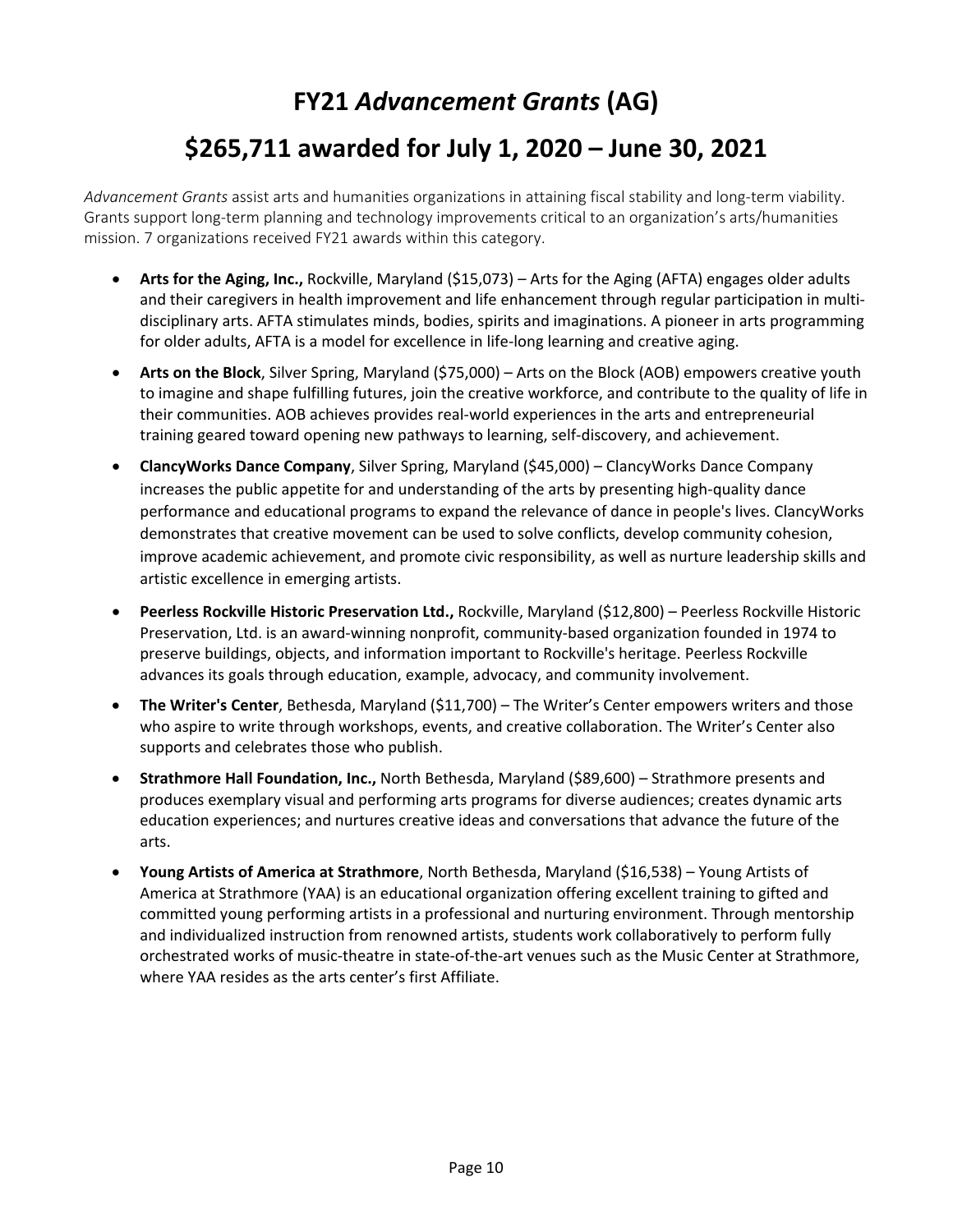# FY21 *Advancement Grants* (AG)

# $265,711 awarded for July 1, 2020 – June 30, 2021

*Advancement Grants* assist arts and humanities organizations in attaining fiscal stability and long-term viability. Grants support long-term planning and technology improvements critical to an organization's arts/humanities mission. 7 organizations received FY21 awards within this category.

- **Arts for the Aging, Inc.,** Rockville, Maryland ($15,073) – Arts for the Aging (AFTA) engages older adults and their caregivers in health improvement and life enhancement through regular participation in multi-disciplinary arts. AFTA stimulates minds, bodies, spirits and imaginations. A pioneer in arts programming for older adults, AFTA is a model for excellence in life-long learning and creative aging.
- **Arts on the Block**, Silver Spring, Maryland ($75,000) – Arts on the Block (AOB) empowers creative youth to imagine and shape fulfilling futures, join the creative workforce, and contribute to the quality of life in their communities. AOB achieves provides real-world experiences in the arts and entrepreneurial training geared toward opening new pathways to learning, self-discovery, and achievement.
- **ClancyWorks Dance Company**, Silver Spring, Maryland ($45,000) – ClancyWorks Dance Company increases the public appetite for and understanding of the arts by presenting high-quality dance performance and educational programs to expand the relevance of dance in people's lives. ClancyWorks demonstrates that creative movement can be used to solve conflicts, develop community cohesion, improve academic achievement, and promote civic responsibility, as well as nurture leadership skills and artistic excellence in emerging artists.
- **Peerless Rockville Historic Preservation Ltd.,** Rockville, Maryland ($12,800) – Peerless Rockville Historic Preservation, Ltd. is an award-winning nonprofit, community-based organization founded in 1974 to preserve buildings, objects, and information important to Rockville's heritage. Peerless Rockville advances its goals through education, example, advocacy, and community involvement.
- **The Writer's Center**, Bethesda, Maryland ($11,700) – The Writer's Center empowers writers and those who aspire to write through workshops, events, and creative collaboration. The Writer's Center also supports and celebrates those who publish.
- **Strathmore Hall Foundation, Inc.,** North Bethesda, Maryland ($89,600) – Strathmore presents and produces exemplary visual and performing arts programs for diverse audiences; creates dynamic arts education experiences; and nurtures creative ideas and conversations that advance the future of the arts.
- **Young Artists of America at Strathmore**, North Bethesda, Maryland ($16,538) – Young Artists of America at Strathmore (YAA) is an educational organization offering excellent training to gifted and committed young performing artists in a professional and nurturing environment. Through mentorship and individualized instruction from renowned artists, students work collaboratively to perform fully orchestrated works of music-theatre in state-of-the-art venues such as the Music Center at Strathmore, where YAA resides as the arts center's first Affiliate.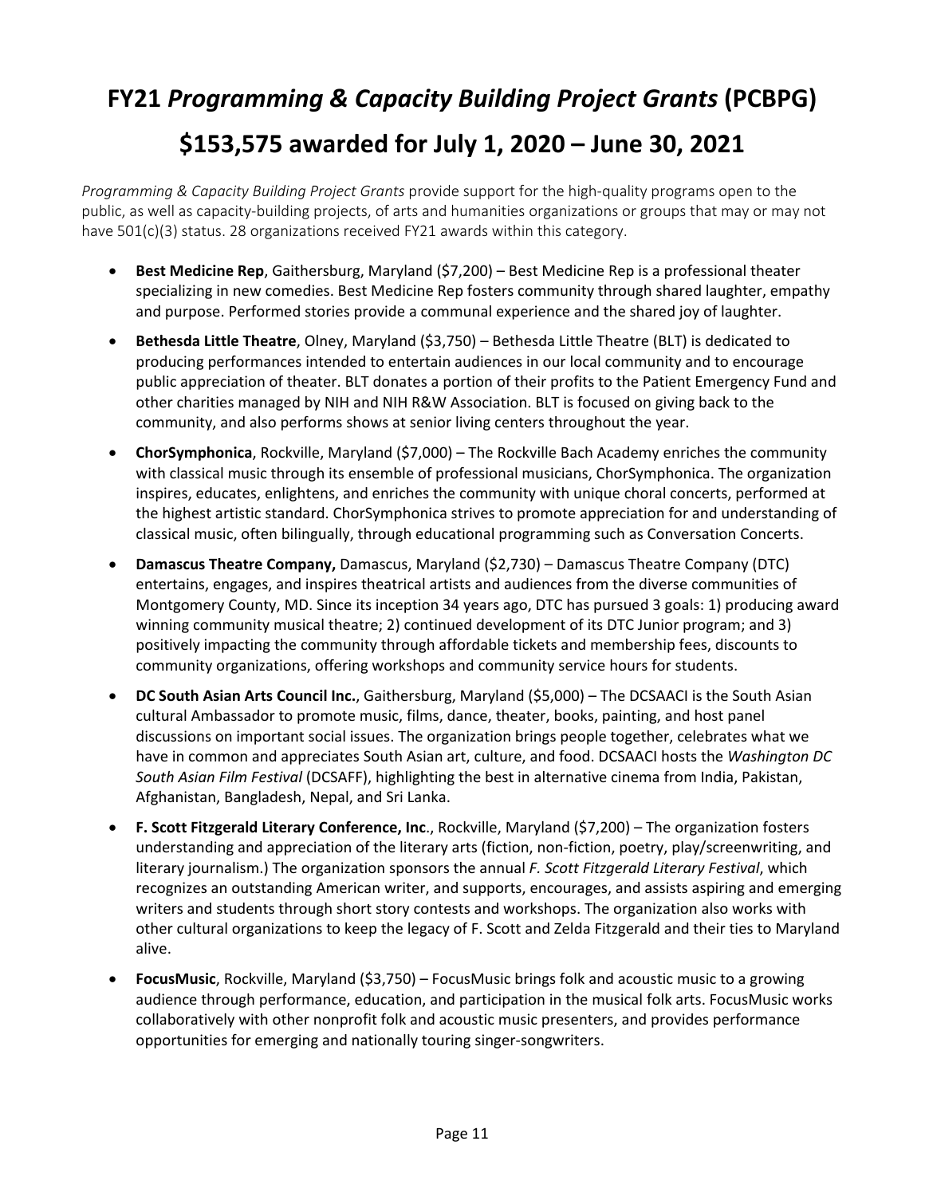# FY21 *Programming & Capacity Building Project Grants* (PCBPG)

# $153,575 awarded for July 1, 2020 – June 30, 2021

*Programming & Capacity Building Project Grants* provide support for the high-quality programs open to the public, as well as capacity-building projects, of arts and humanities organizations or groups that may or may not have 501(c)(3) status. 28 organizations received FY21 awards within this category.

- **Best Medicine Rep**, Gaithersburg, Maryland ($7,200) – Best Medicine Rep is a professional theater specializing in new comedies. Best Medicine Rep fosters community through shared laughter, empathy and purpose. Performed stories provide a communal experience and the shared joy of laughter.
- **Bethesda Little Theatre**, Olney, Maryland ($3,750) – Bethesda Little Theatre (BLT) is dedicated to producing performances intended to entertain audiences in our local community and to encourage public appreciation of theater. BLT donates a portion of their profits to the Patient Emergency Fund and other charities managed by NIH and NIH R&W Association. BLT is focused on giving back to the community, and also performs shows at senior living centers throughout the year.
- **ChorSymphonica**, Rockville, Maryland ($7,000) – The Rockville Bach Academy enriches the community with classical music through its ensemble of professional musicians, ChorSymphonica. The organization inspires, educates, enlightens, and enriches the community with unique choral concerts, performed at the highest artistic standard. ChorSymphonica strives to promote appreciation for and understanding of classical music, often bilingually, through educational programming such as Conversation Concerts.
- **Damascus Theatre Company,** Damascus, Maryland ($2,730) – Damascus Theatre Company (DTC) entertains, engages, and inspires theatrical artists and audiences from the diverse communities of Montgomery County, MD. Since its inception 34 years ago, DTC has pursued 3 goals: 1) producing award winning community musical theatre; 2) continued development of its DTC Junior program; and 3) positively impacting the community through affordable tickets and membership fees, discounts to community organizations, offering workshops and community service hours for students.
- **DC South Asian Arts Council Inc.**, Gaithersburg, Maryland ($5,000) – The DCSAACI is the South Asian cultural Ambassador to promote music, films, dance, theater, books, painting, and host panel discussions on important social issues. The organization brings people together, celebrates what we have in common and appreciates South Asian art, culture, and food. DCSAACI hosts the *Washington DC South Asian Film Festival* (DCSAFF), highlighting the best in alternative cinema from India, Pakistan, Afghanistan, Bangladesh, Nepal, and Sri Lanka.
- **F. Scott Fitzgerald Literary Conference, Inc**., Rockville, Maryland ($7,200) – The organization fosters understanding and appreciation of the literary arts (fiction, non-fiction, poetry, play/screenwriting, and literary journalism.) The organization sponsors the annual *F. Scott Fitzgerald Literary Festival*, which recognizes an outstanding American writer, and supports, encourages, and assists aspiring and emerging writers and students through short story contests and workshops. The organization also works with other cultural organizations to keep the legacy of F. Scott and Zelda Fitzgerald and their ties to Maryland alive.
- **FocusMusic**, Rockville, Maryland ($3,750) – FocusMusic brings folk and acoustic music to a growing audience through performance, education, and participation in the musical folk arts. FocusMusic works collaboratively with other nonprofit folk and acoustic music presenters, and provides performance opportunities for emerging and nationally touring singer-songwriters.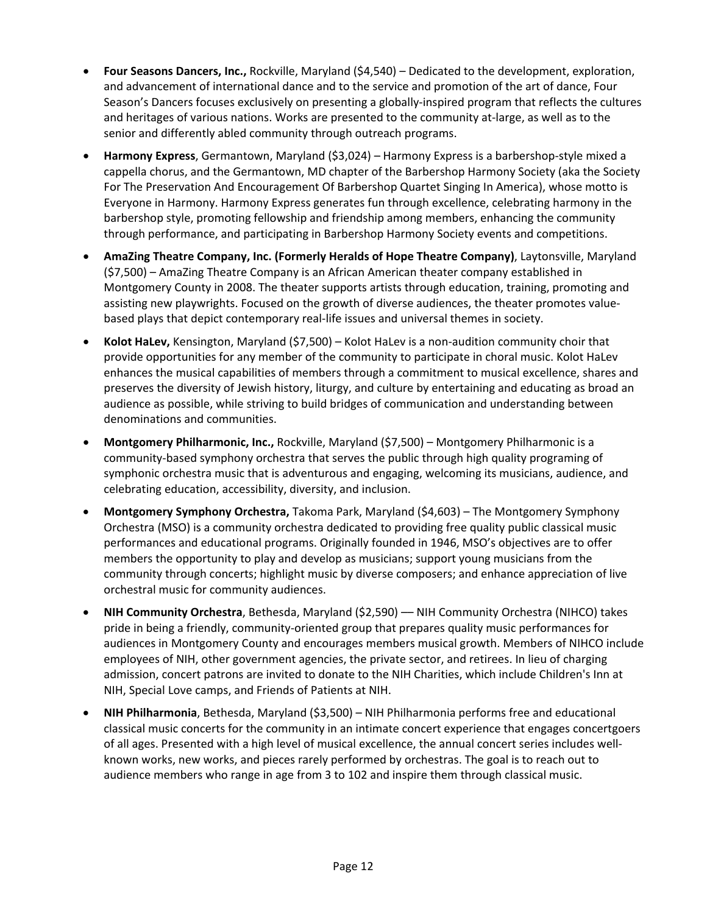- **Four Seasons Dancers, Inc.,** Rockville, Maryland ($4,540) – Dedicated to the development, exploration, and advancement of international dance and to the service and promotion of the art of dance, Four Season's Dancers focuses exclusively on presenting a globally-inspired program that reflects the cultures and heritages of various nations. Works are presented to the community at-large, as well as to the senior and differently abled community through outreach programs.
- **Harmony Express**, Germantown, Maryland ($3,024) – Harmony Express is a barbershop-style mixed a cappella chorus, and the Germantown, MD chapter of the Barbershop Harmony Society (aka the Society For The Preservation And Encouragement Of Barbershop Quartet Singing In America), whose motto is Everyone in Harmony. Harmony Express generates fun through excellence, celebrating harmony in the barbershop style, promoting fellowship and friendship among members, enhancing the community through performance, and participating in Barbershop Harmony Society events and competitions.
- **AmaZing Theatre Company, Inc. (Formerly Heralds of Hope Theatre Company)**, Laytonsville, Maryland ($7,500) – AmaZing Theatre Company is an African American theater company established in Montgomery County in 2008. The theater supports artists through education, training, promoting and assisting new playwrights. Focused on the growth of diverse audiences, the theater promotes value-based plays that depict contemporary real-life issues and universal themes in society.
- **Kolot HaLev,** Kensington, Maryland ($7,500) – Kolot HaLev is a non-audition community choir that provide opportunities for any member of the community to participate in choral music. Kolot HaLev enhances the musical capabilities of members through a commitment to musical excellence, shares and preserves the diversity of Jewish history, liturgy, and culture by entertaining and educating as broad an audience as possible, while striving to build bridges of communication and understanding between denominations and communities.
- **Montgomery Philharmonic, Inc.,** Rockville, Maryland ($7,500) – Montgomery Philharmonic is a community-based symphony orchestra that serves the public through high quality programing of symphonic orchestra music that is adventurous and engaging, welcoming its musicians, audience, and celebrating education, accessibility, diversity, and inclusion.
- **Montgomery Symphony Orchestra,** Takoma Park, Maryland ($4,603) – The Montgomery Symphony Orchestra (MSO) is a community orchestra dedicated to providing free quality public classical music performances and educational programs. Originally founded in 1946, MSO's objectives are to offer members the opportunity to play and develop as musicians; support young musicians from the community through concerts; highlight music by diverse composers; and enhance appreciation of live orchestral music for community audiences.
- **NIH Community Orchestra**, Bethesda, Maryland ($2,590) — NIH Community Orchestra (NIHCO) takes pride in being a friendly, community-oriented group that prepares quality music performances for audiences in Montgomery County and encourages members musical growth. Members of NIHCO include employees of NIH, other government agencies, the private sector, and retirees. In lieu of charging admission, concert patrons are invited to donate to the NIH Charities, which include Children's Inn at NIH, Special Love camps, and Friends of Patients at NIH.
- **NIH Philharmonia**, Bethesda, Maryland ($3,500) – NIH Philharmonia performs free and educational classical music concerts for the community in an intimate concert experience that engages concertgoers of all ages. Presented with a high level of musical excellence, the annual concert series includes well-known works, new works, and pieces rarely performed by orchestras. The goal is to reach out to audience members who range in age from 3 to 102 and inspire them through classical music.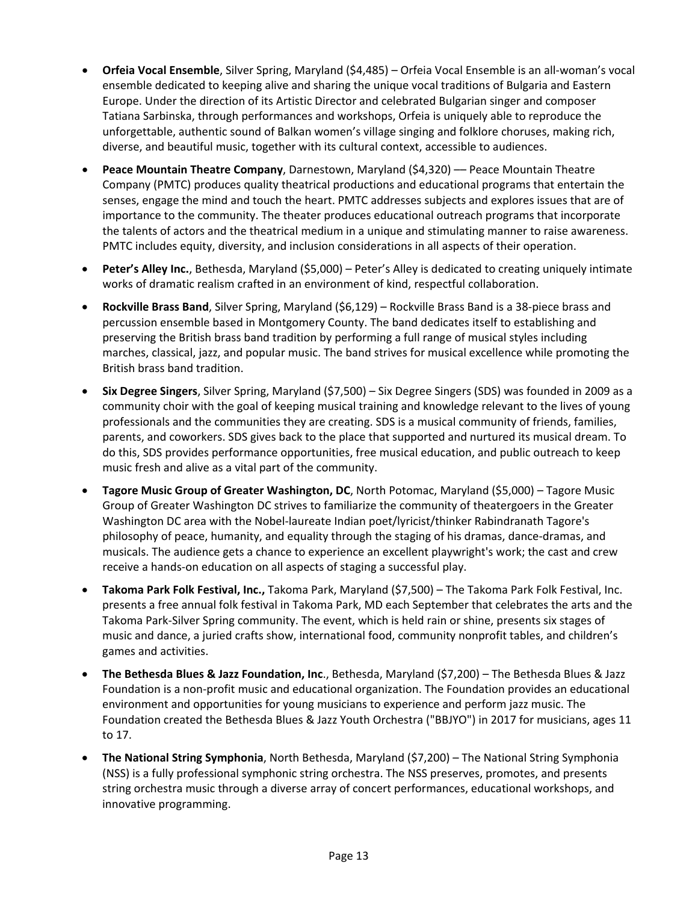- **Orfeia Vocal Ensemble**, Silver Spring, Maryland ($4,485) – Orfeia Vocal Ensemble is an all-woman's vocal ensemble dedicated to keeping alive and sharing the unique vocal traditions of Bulgaria and Eastern Europe. Under the direction of its Artistic Director and celebrated Bulgarian singer and composer Tatiana Sarbinska, through performances and workshops, Orfeia is uniquely able to reproduce the unforgettable, authentic sound of Balkan women's village singing and folklore choruses, making rich, diverse, and beautiful music, together with its cultural context, accessible to audiences.
- **Peace Mountain Theatre Company**, Darnestown, Maryland ($4,320) –– Peace Mountain Theatre Company (PMTC) produces quality theatrical productions and educational programs that entertain the senses, engage the mind and touch the heart. PMTC addresses subjects and explores issues that are of importance to the community. The theater produces educational outreach programs that incorporate the talents of actors and the theatrical medium in a unique and stimulating manner to raise awareness. PMTC includes equity, diversity, and inclusion considerations in all aspects of their operation.
- **Peter's Alley Inc.**, Bethesda, Maryland ($5,000) – Peter's Alley is dedicated to creating uniquely intimate works of dramatic realism crafted in an environment of kind, respectful collaboration.
- **Rockville Brass Band**, Silver Spring, Maryland ($6,129) – Rockville Brass Band is a 38-piece brass and percussion ensemble based in Montgomery County. The band dedicates itself to establishing and preserving the British brass band tradition by performing a full range of musical styles including marches, classical, jazz, and popular music. The band strives for musical excellence while promoting the British brass band tradition.
- **Six Degree Singers**, Silver Spring, Maryland ($7,500) – Six Degree Singers (SDS) was founded in 2009 as a community choir with the goal of keeping musical training and knowledge relevant to the lives of young professionals and the communities they are creating. SDS is a musical community of friends, families, parents, and coworkers. SDS gives back to the place that supported and nurtured its musical dream. To do this, SDS provides performance opportunities, free musical education, and public outreach to keep music fresh and alive as a vital part of the community.
- **Tagore Music Group of Greater Washington, DC**, North Potomac, Maryland ($5,000) – Tagore Music Group of Greater Washington DC strives to familiarize the community of theatergoers in the Greater Washington DC area with the Nobel-laureate Indian poet/lyricist/thinker Rabindranath Tagore's philosophy of peace, humanity, and equality through the staging of his dramas, dance-dramas, and musicals. The audience gets a chance to experience an excellent playwright's work; the cast and crew receive a hands-on education on all aspects of staging a successful play.
- **Takoma Park Folk Festival, Inc.,** Takoma Park, Maryland ($7,500) – The Takoma Park Folk Festival, Inc. presents a free annual folk festival in Takoma Park, MD each September that celebrates the arts and the Takoma Park-Silver Spring community. The event, which is held rain or shine, presents six stages of music and dance, a juried crafts show, international food, community nonprofit tables, and children's games and activities.
- **The Bethesda Blues & Jazz Foundation, Inc**., Bethesda, Maryland ($7,200) – The Bethesda Blues & Jazz Foundation is a non-profit music and educational organization. The Foundation provides an educational environment and opportunities for young musicians to experience and perform jazz music. The Foundation created the Bethesda Blues & Jazz Youth Orchestra ("BBJYO") in 2017 for musicians, ages 11 to 17.
- **The National String Symphonia**, North Bethesda, Maryland ($7,200) – The National String Symphonia (NSS) is a fully professional symphonic string orchestra. The NSS preserves, promotes, and presents string orchestra music through a diverse array of concert performances, educational workshops, and innovative programming.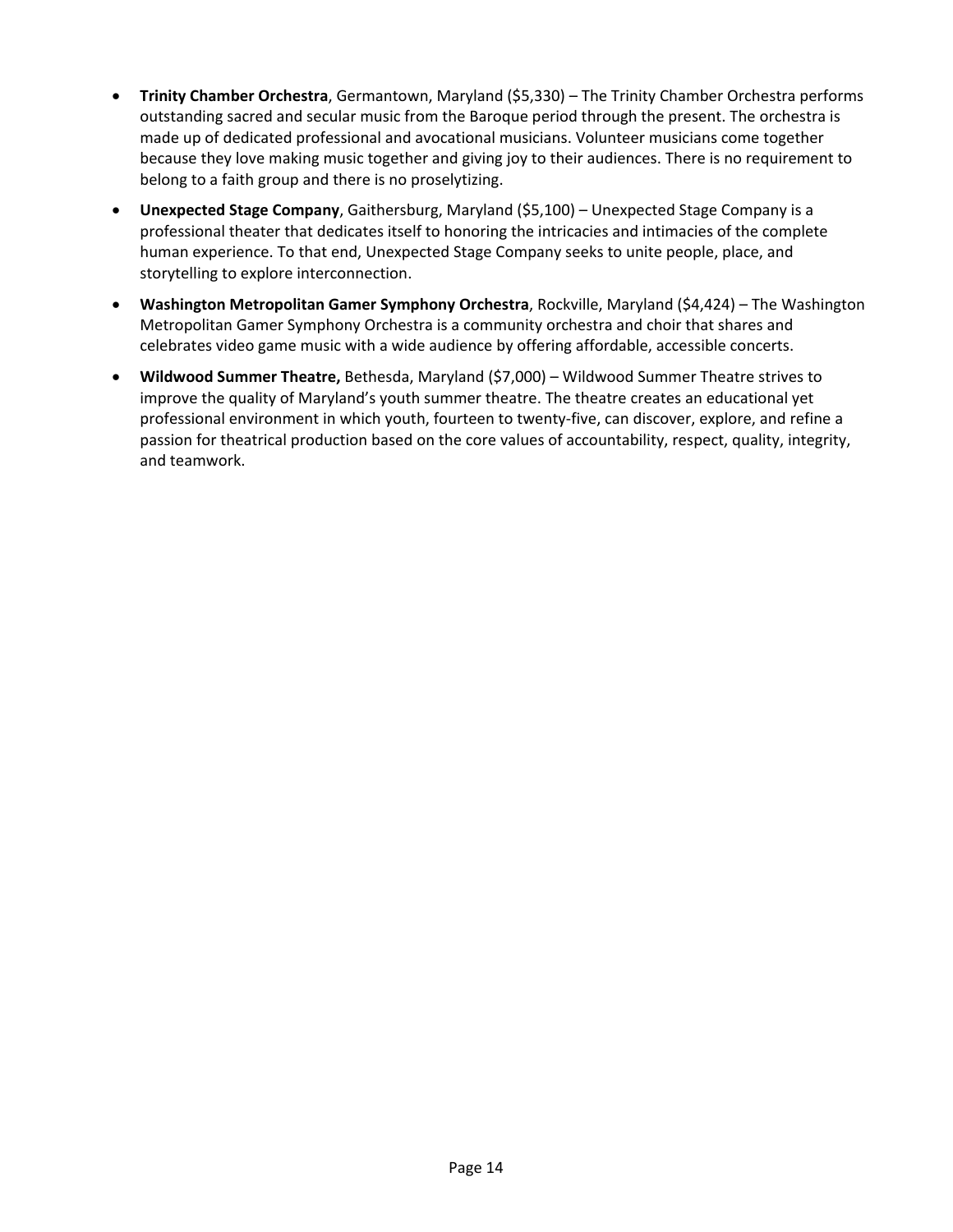- **Trinity Chamber Orchestra**, Germantown, Maryland ($5,330) – The Trinity Chamber Orchestra performs outstanding sacred and secular music from the Baroque period through the present. The orchestra is made up of dedicated professional and avocational musicians. Volunteer musicians come together because they love making music together and giving joy to their audiences. There is no requirement to belong to a faith group and there is no proselytizing.
- **Unexpected Stage Company**, Gaithersburg, Maryland ($5,100) – Unexpected Stage Company is a professional theater that dedicates itself to honoring the intricacies and intimacies of the complete human experience. To that end, Unexpected Stage Company seeks to unite people, place, and storytelling to explore interconnection.
- **Washington Metropolitan Gamer Symphony Orchestra**, Rockville, Maryland ($4,424) – The Washington Metropolitan Gamer Symphony Orchestra is a community orchestra and choir that shares and celebrates video game music with a wide audience by offering affordable, accessible concerts.
- **Wildwood Summer Theatre,** Bethesda, Maryland ($7,000) – Wildwood Summer Theatre strives to improve the quality of Maryland's youth summer theatre. The theatre creates an educational yet professional environment in which youth, fourteen to twenty-five, can discover, explore, and refine a passion for theatrical production based on the core values of accountability, respect, quality, integrity, and teamwork.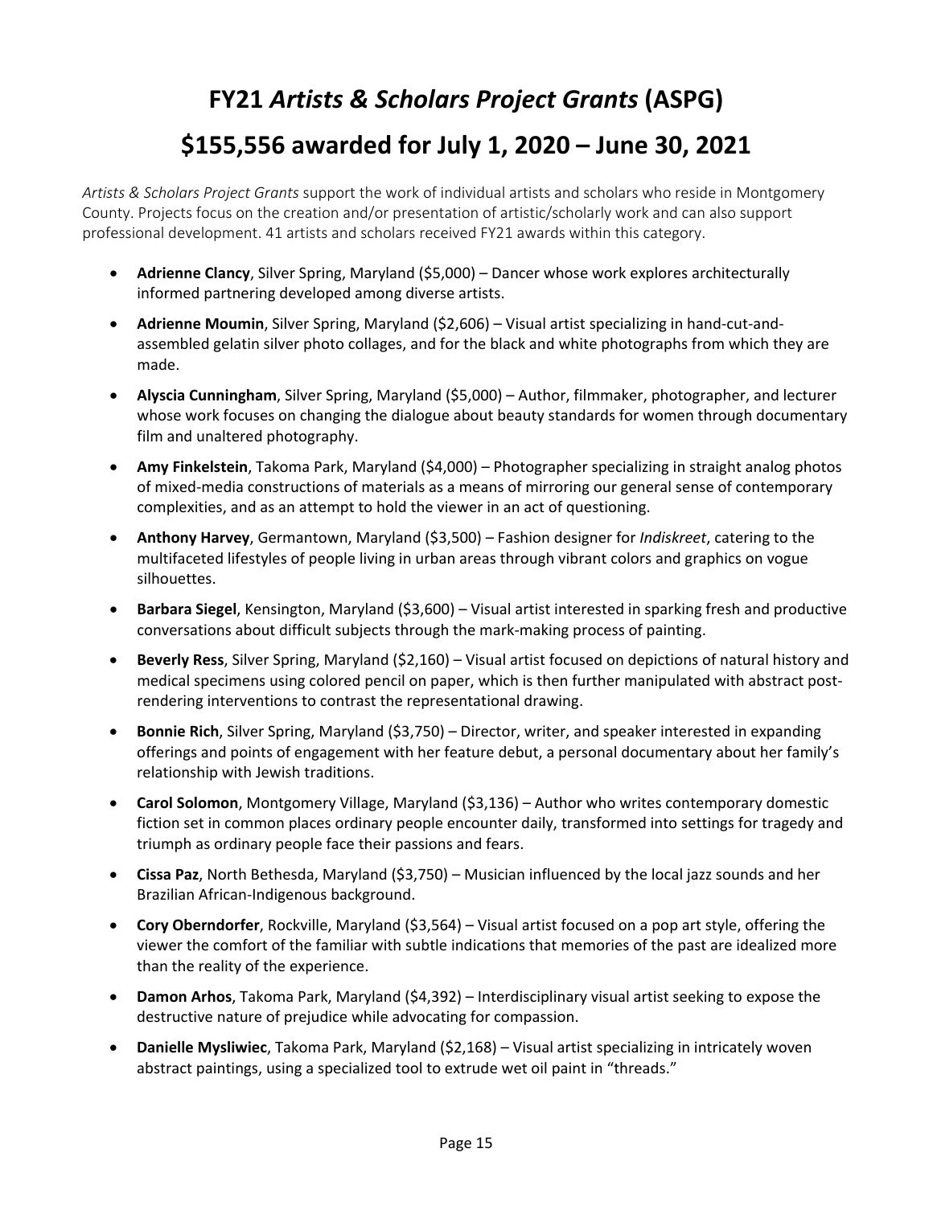# FY21 *Artists & Scholars Project Grants* (ASPG)

# $155,556 awarded for July 1, 2020 – June 30, 2021

*Artists & Scholars Project Grants* support the work of individual artists and scholars who reside in Montgomery County. Projects focus on the creation and/or presentation of artistic/scholarly work and can also support professional development. 41 artists and scholars received FY21 awards within this category.

- **Adrienne Clancy**, Silver Spring, Maryland ($5,000) – Dancer whose work explores architecturally informed partnering developed among diverse artists.
- **Adrienne Moumin**, Silver Spring, Maryland ($2,606) – Visual artist specializing in hand-cut-and-assembled gelatin silver photo collages, and for the black and white photographs from which they are made.
- **Alyscia Cunningham**, Silver Spring, Maryland ($5,000) – Author, filmmaker, photographer, and lecturer whose work focuses on changing the dialogue about beauty standards for women through documentary film and unaltered photography.
- **Amy Finkelstein**, Takoma Park, Maryland ($4,000) – Photographer specializing in straight analog photos of mixed-media constructions of materials as a means of mirroring our general sense of contemporary complexities, and as an attempt to hold the viewer in an act of questioning.
- **Anthony Harvey**, Germantown, Maryland ($3,500) – Fashion designer for *Indiskreet*, catering to the multifaceted lifestyles of people living in urban areas through vibrant colors and graphics on vogue silhouettes.
- **Barbara Siegel**, Kensington, Maryland ($3,600) – Visual artist interested in sparking fresh and productive conversations about difficult subjects through the mark-making process of painting.
- **Beverly Ress**, Silver Spring, Maryland ($2,160) – Visual artist focused on depictions of natural history and medical specimens using colored pencil on paper, which is then further manipulated with abstract post-rendering interventions to contrast the representational drawing.
- **Bonnie Rich**, Silver Spring, Maryland ($3,750) – Director, writer, and speaker interested in expanding offerings and points of engagement with her feature debut, a personal documentary about her family's relationship with Jewish traditions.
- **Carol Solomon**, Montgomery Village, Maryland ($3,136) – Author who writes contemporary domestic fiction set in common places ordinary people encounter daily, transformed into settings for tragedy and triumph as ordinary people face their passions and fears.
- **Cissa Paz**, North Bethesda, Maryland ($3,750) – Musician influenced by the local jazz sounds and her Brazilian African-Indigenous background.
- **Cory Oberndorfer**, Rockville, Maryland ($3,564) – Visual artist focused on a pop art style, offering the viewer the comfort of the familiar with subtle indications that memories of the past are idealized more than the reality of the experience.
- **Damon Arhos**, Takoma Park, Maryland ($4,392) – Interdisciplinary visual artist seeking to expose the destructive nature of prejudice while advocating for compassion.
- **Danielle Mysliwiec**, Takoma Park, Maryland ($2,168) – Visual artist specializing in intricately woven abstract paintings, using a specialized tool to extrude wet oil paint in "threads."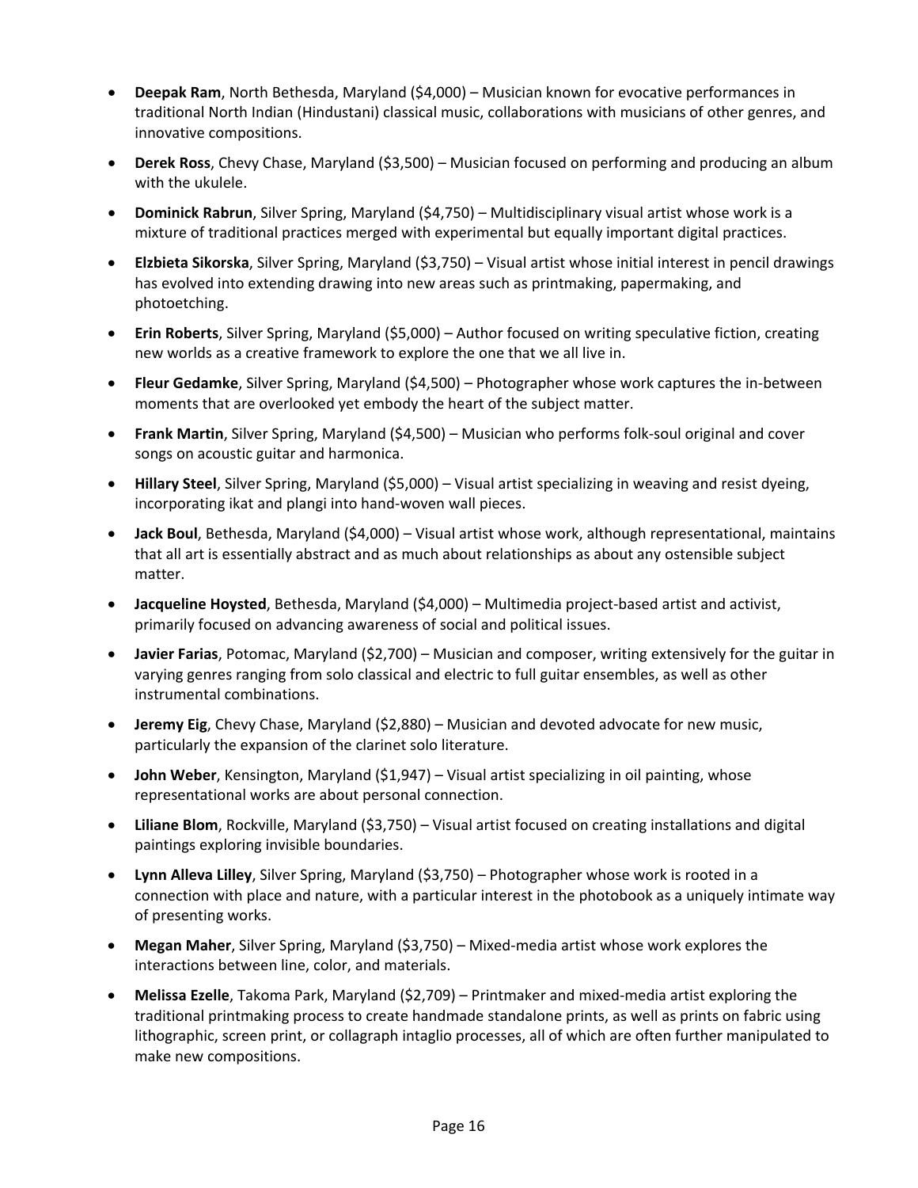- **Deepak Ram**, North Bethesda, Maryland ($4,000) – Musician known for evocative performances in traditional North Indian (Hindustani) classical music, collaborations with musicians of other genres, and innovative compositions.
- **Derek Ross**, Chevy Chase, Maryland ($3,500) – Musician focused on performing and producing an album with the ukulele.
- **Dominick Rabrun**, Silver Spring, Maryland ($4,750) – Multidisciplinary visual artist whose work is a mixture of traditional practices merged with experimental but equally important digital practices.
- **Elzbieta Sikorska**, Silver Spring, Maryland ($3,750) – Visual artist whose initial interest in pencil drawings has evolved into extending drawing into new areas such as printmaking, papermaking, and photoetching.
- **Erin Roberts**, Silver Spring, Maryland ($5,000) – Author focused on writing speculative fiction, creating new worlds as a creative framework to explore the one that we all live in.
- **Fleur Gedamke**, Silver Spring, Maryland ($4,500) – Photographer whose work captures the in-between moments that are overlooked yet embody the heart of the subject matter.
- **Frank Martin**, Silver Spring, Maryland ($4,500) – Musician who performs folk-soul original and cover songs on acoustic guitar and harmonica.
- **Hillary Steel**, Silver Spring, Maryland ($5,000) – Visual artist specializing in weaving and resist dyeing, incorporating ikat and plangi into hand-woven wall pieces.
- **Jack Boul**, Bethesda, Maryland ($4,000) – Visual artist whose work, although representational, maintains that all art is essentially abstract and as much about relationships as about any ostensible subject matter.
- **Jacqueline Hoysted**, Bethesda, Maryland ($4,000) – Multimedia project-based artist and activist, primarily focused on advancing awareness of social and political issues.
- **Javier Farias**, Potomac, Maryland ($2,700) – Musician and composer, writing extensively for the guitar in varying genres ranging from solo classical and electric to full guitar ensembles, as well as other instrumental combinations.
- **Jeremy Eig**, Chevy Chase, Maryland ($2,880) – Musician and devoted advocate for new music, particularly the expansion of the clarinet solo literature.
- **John Weber**, Kensington, Maryland ($1,947) – Visual artist specializing in oil painting, whose representational works are about personal connection.
- **Liliane Blom**, Rockville, Maryland ($3,750) – Visual artist focused on creating installations and digital paintings exploring invisible boundaries.
- **Lynn Alleva Lilley**, Silver Spring, Maryland ($3,750) – Photographer whose work is rooted in a connection with place and nature, with a particular interest in the photobook as a uniquely intimate way of presenting works.
- **Megan Maher**, Silver Spring, Maryland ($3,750) – Mixed-media artist whose work explores the interactions between line, color, and materials.
- **Melissa Ezelle**, Takoma Park, Maryland ($2,709) – Printmaker and mixed-media artist exploring the traditional printmaking process to create handmade standalone prints, as well as prints on fabric using lithographic, screen print, or collagraph intaglio processes, all of which are often further manipulated to make new compositions.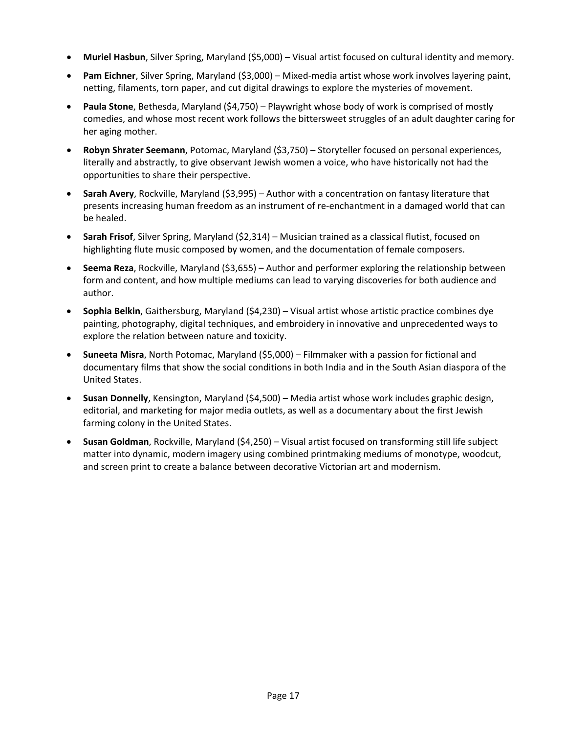- **Muriel Hasbun**, Silver Spring, Maryland ($5,000) – Visual artist focused on cultural identity and memory.
- **Pam Eichner**, Silver Spring, Maryland ($3,000) – Mixed-media artist whose work involves layering paint, netting, filaments, torn paper, and cut digital drawings to explore the mysteries of movement.
- **Paula Stone**, Bethesda, Maryland ($4,750) – Playwright whose body of work is comprised of mostly comedies, and whose most recent work follows the bittersweet struggles of an adult daughter caring for her aging mother.
- **Robyn Shrater Seemann**, Potomac, Maryland ($3,750) – Storyteller focused on personal experiences, literally and abstractly, to give observant Jewish women a voice, who have historically not had the opportunities to share their perspective.
- **Sarah Avery**, Rockville, Maryland ($3,995) – Author with a concentration on fantasy literature that presents increasing human freedom as an instrument of re-enchantment in a damaged world that can be healed.
- **Sarah Frisof**, Silver Spring, Maryland ($2,314) – Musician trained as a classical flutist, focused on highlighting flute music composed by women, and the documentation of female composers.
- **Seema Reza**, Rockville, Maryland ($3,655) – Author and performer exploring the relationship between form and content, and how multiple mediums can lead to varying discoveries for both audience and author.
- **Sophia Belkin**, Gaithersburg, Maryland ($4,230) – Visual artist whose artistic practice combines dye painting, photography, digital techniques, and embroidery in innovative and unprecedented ways to explore the relation between nature and toxicity.
- **Suneeta Misra**, North Potomac, Maryland ($5,000) – Filmmaker with a passion for fictional and documentary films that show the social conditions in both India and in the South Asian diaspora of the United States.
- **Susan Donnelly**, Kensington, Maryland ($4,500) – Media artist whose work includes graphic design, editorial, and marketing for major media outlets, as well as a documentary about the first Jewish farming colony in the United States.
- **Susan Goldman**, Rockville, Maryland ($4,250) – Visual artist focused on transforming still life subject matter into dynamic, modern imagery using combined printmaking mediums of monotype, woodcut, and screen print to create a balance between decorative Victorian art and modernism.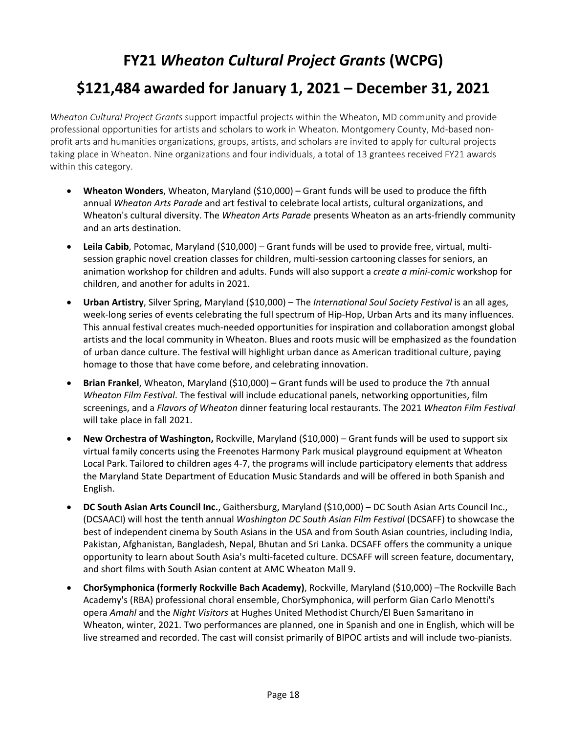# FY21 *Wheaton Cultural Project Grants* (WCPG)

## $121,484 awarded for January 1, 2021 – December 31, 2021

*Wheaton Cultural Project Grants* support impactful projects within the Wheaton, MD community and provide professional opportunities for artists and scholars to work in Wheaton. Montgomery County, Md-based non-profit arts and humanities organizations, groups, artists, and scholars are invited to apply for cultural projects taking place in Wheaton. Nine organizations and four individuals, a total of 13 grantees received FY21 awards within this category.

- **Wheaton Wonders**, Wheaton, Maryland ($10,000) – Grant funds will be used to produce the fifth annual *Wheaton Arts Parade* and art festival to celebrate local artists, cultural organizations, and Wheaton's cultural diversity. The *Wheaton Arts Parade* presents Wheaton as an arts-friendly community and an arts destination.
- **Leila Cabib**, Potomac, Maryland ($10,000) – Grant funds will be used to provide free, virtual, multi-session graphic novel creation classes for children, multi-session cartooning classes for seniors, an animation workshop for children and adults. Funds will also support a *create a mini-comic* workshop for children, and another for adults in 2021.
- **Urban Artistry**, Silver Spring, Maryland ($10,000) – The *International Soul Society Festival* is an all ages, week-long series of events celebrating the full spectrum of Hip-Hop, Urban Arts and its many influences. This annual festival creates much-needed opportunities for inspiration and collaboration amongst global artists and the local community in Wheaton. Blues and roots music will be emphasized as the foundation of urban dance culture. The festival will highlight urban dance as American traditional culture, paying homage to those that have come before, and celebrating innovation.
- **Brian Frankel**, Wheaton, Maryland ($10,000) – Grant funds will be used to produce the 7th annual *Wheaton Film Festival*. The festival will include educational panels, networking opportunities, film screenings, and a *Flavors of Wheaton* dinner featuring local restaurants. The 2021 *Wheaton Film Festival* will take place in fall 2021.
- **New Orchestra of Washington,** Rockville, Maryland ($10,000) – Grant funds will be used to support six virtual family concerts using the Freenotes Harmony Park musical playground equipment at Wheaton Local Park. Tailored to children ages 4-7, the programs will include participatory elements that address the Maryland State Department of Education Music Standards and will be offered in both Spanish and English.
- **DC South Asian Arts Council Inc.**, Gaithersburg, Maryland ($10,000) – DC South Asian Arts Council Inc., (DCSAACI) will host the tenth annual *Washington DC South Asian Film Festival* (DCSAFF) to showcase the best of independent cinema by South Asians in the USA and from South Asian countries, including India, Pakistan, Afghanistan, Bangladesh, Nepal, Bhutan and Sri Lanka. DCSAFF offers the community a unique opportunity to learn about South Asia's multi-faceted culture. DCSAFF will screen feature, documentary, and short films with South Asian content at AMC Wheaton Mall 9.
- **ChorSymphonica (formerly Rockville Bach Academy)**, Rockville, Maryland ($10,000) –The Rockville Bach Academy's (RBA) professional choral ensemble, ChorSymphonica, will perform Gian Carlo Menotti's opera *Amahl* and the *Night Visitors* at Hughes United Methodist Church/El Buen Samaritano in Wheaton, winter, 2021. Two performances are planned, one in Spanish and one in English, which will be live streamed and recorded. The cast will consist primarily of BIPOC artists and will include two-pianists.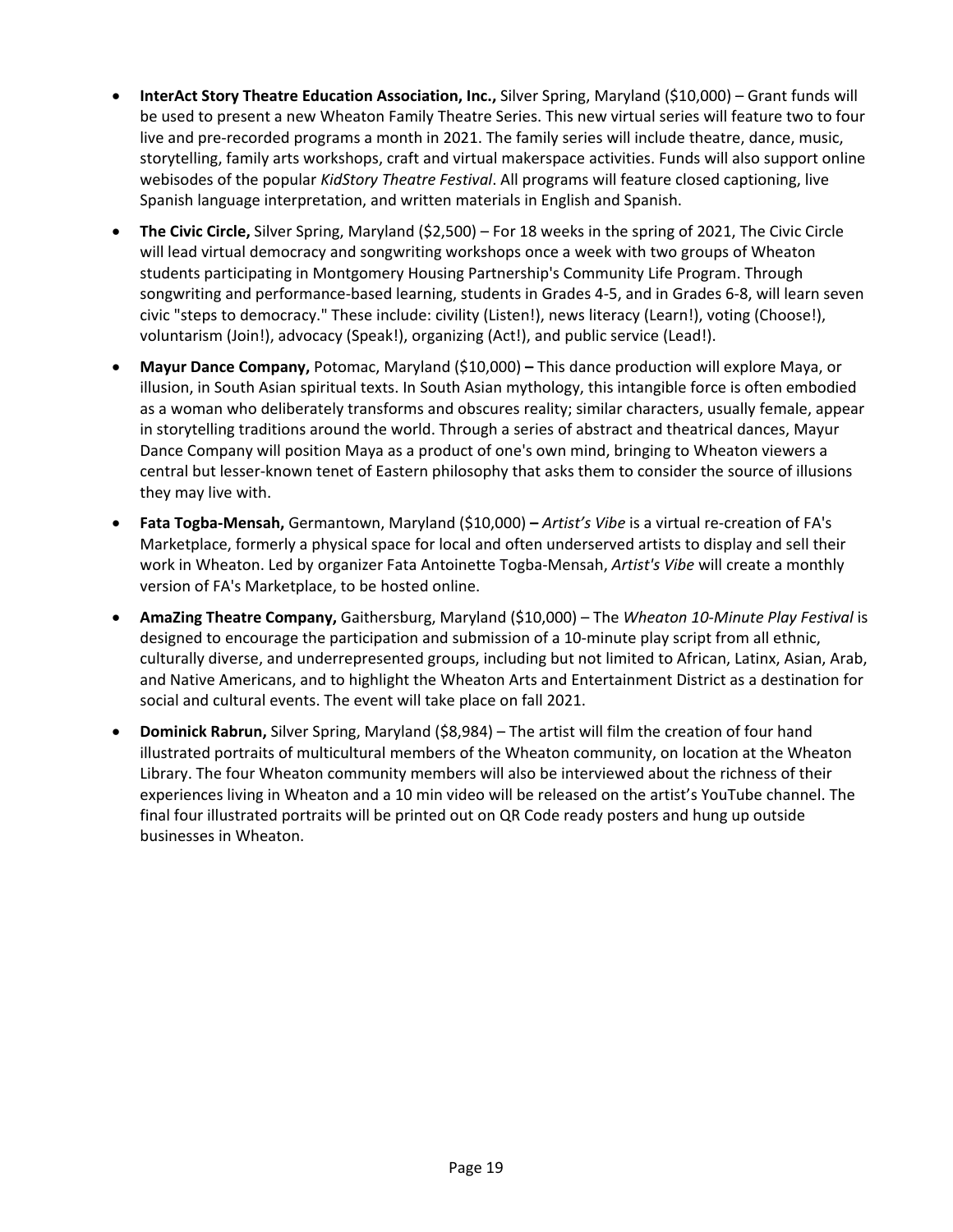- **InterAct Story Theatre Education Association, Inc.,** Silver Spring, Maryland ($10,000) – Grant funds will be used to present a new Wheaton Family Theatre Series. This new virtual series will feature two to four live and pre-recorded programs a month in 2021. The family series will include theatre, dance, music, storytelling, family arts workshops, craft and virtual makerspace activities. Funds will also support online webisodes of the popular *KidStory Theatre Festival*. All programs will feature closed captioning, live Spanish language interpretation, and written materials in English and Spanish.

- **The Civic Circle,** Silver Spring, Maryland ($2,500) – For 18 weeks in the spring of 2021, The Civic Circle will lead virtual democracy and songwriting workshops once a week with two groups of Wheaton students participating in Montgomery Housing Partnership's Community Life Program. Through songwriting and performance-based learning, students in Grades 4-5, and in Grades 6-8, will learn seven civic "steps to democracy." These include: civility (Listen!), news literacy (Learn!), voting (Choose!), voluntarism (Join!), advocacy (Speak!), organizing (Act!), and public service (Lead!).

- **Mayur Dance Company,** Potomac, Maryland ($10,000) **–** This dance production will explore Maya, or illusion, in South Asian spiritual texts. In South Asian mythology, this intangible force is often embodied as a woman who deliberately transforms and obscures reality; similar characters, usually female, appear in storytelling traditions around the world. Through a series of abstract and theatrical dances, Mayur Dance Company will position Maya as a product of one's own mind, bringing to Wheaton viewers a central but lesser-known tenet of Eastern philosophy that asks them to consider the source of illusions they may live with.

- **Fata Togba-Mensah,** Germantown, Maryland ($10,000) **–** *Artist's Vibe* is a virtual re-creation of FA's Marketplace, formerly a physical space for local and often underserved artists to display and sell their work in Wheaton. Led by organizer Fata Antoinette Togba-Mensah, *Artist's Vibe* will create a monthly version of FA's Marketplace, to be hosted online.

- **AmaZing Theatre Company,** Gaithersburg, Maryland ($10,000) – The *Wheaton 10-Minute Play Festival* is designed to encourage the participation and submission of a 10-minute play script from all ethnic, culturally diverse, and underrepresented groups, including but not limited to African, Latinx, Asian, Arab, and Native Americans, and to highlight the Wheaton Arts and Entertainment District as a destination for social and cultural events. The event will take place on fall 2021.

- **Dominick Rabrun,** Silver Spring, Maryland ($8,984) – The artist will film the creation of four hand illustrated portraits of multicultural members of the Wheaton community, on location at the Wheaton Library. The four Wheaton community members will also be interviewed about the richness of their experiences living in Wheaton and a 10 min video will be released on the artist's YouTube channel. The final four illustrated portraits will be printed out on QR Code ready posters and hung up outside businesses in Wheaton.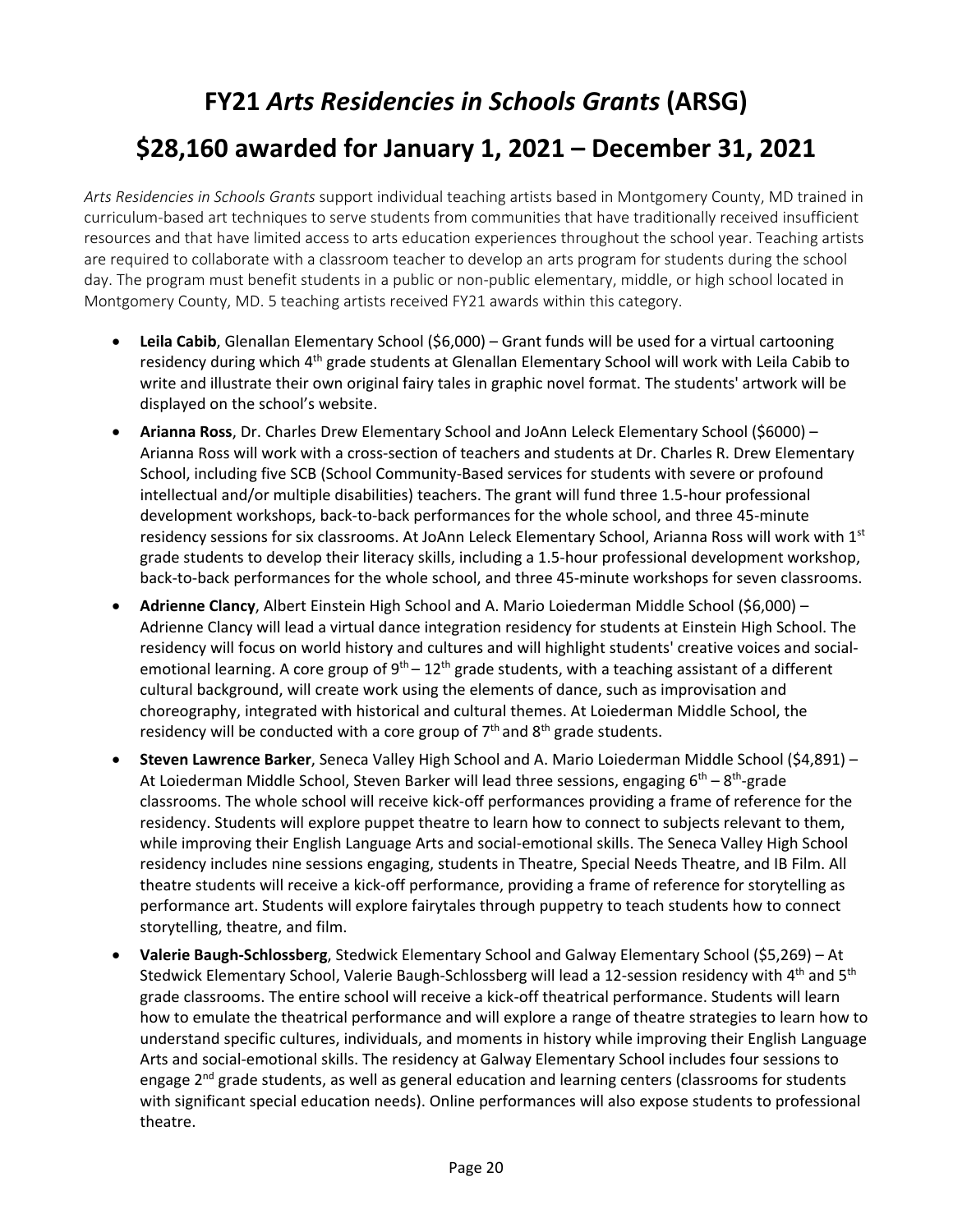# FY21 *Arts Residencies in Schools Grants* (ARSG)

# $28,160 awarded for January 1, 2021 – December 31, 2021

*Arts Residencies in Schools Grants* support individual teaching artists based in Montgomery County, MD trained in curriculum-based art techniques to serve students from communities that have traditionally received insufficient resources and that have limited access to arts education experiences throughout the school year. Teaching artists are required to collaborate with a classroom teacher to develop an arts program for students during the school day. The program must benefit students in a public or non-public elementary, middle, or high school located in Montgomery County, MD. 5 teaching artists received FY21 awards within this category.

- **Leila Cabib**, Glenallan Elementary School ($6,000) – Grant funds will be used for a virtual cartooning residency during which 4th grade students at Glenallan Elementary School will work with Leila Cabib to write and illustrate their own original fairy tales in graphic novel format. The students' artwork will be displayed on the school's website.
- **Arianna Ross**, Dr. Charles Drew Elementary School and JoAnn Leleck Elementary School ($6000) – Arianna Ross will work with a cross-section of teachers and students at Dr. Charles R. Drew Elementary School, including five SCB (School Community-Based services for students with severe or profound intellectual and/or multiple disabilities) teachers. The grant will fund three 1.5-hour professional development workshops, back-to-back performances for the whole school, and three 45-minute residency sessions for six classrooms. At JoAnn Leleck Elementary School, Arianna Ross will work with 1st grade students to develop their literacy skills, including a 1.5-hour professional development workshop, back-to-back performances for the whole school, and three 45-minute workshops for seven classrooms.
- **Adrienne Clancy**, Albert Einstein High School and A. Mario Loiederman Middle School ($6,000) – Adrienne Clancy will lead a virtual dance integration residency for students at Einstein High School. The residency will focus on world history and cultures and will highlight students' creative voices and social-emotional learning. A core group of 9th – 12th grade students, with a teaching assistant of a different cultural background, will create work using the elements of dance, such as improvisation and choreography, integrated with historical and cultural themes. At Loiederman Middle School, the residency will be conducted with a core group of 7th and 8th grade students.
- **Steven Lawrence Barker**, Seneca Valley High School and A. Mario Loiederman Middle School ($4,891) – At Loiederman Middle School, Steven Barker will lead three sessions, engaging 6th – 8th-grade classrooms. The whole school will receive kick-off performances providing a frame of reference for the residency. Students will explore puppet theatre to learn how to connect to subjects relevant to them, while improving their English Language Arts and social-emotional skills. The Seneca Valley High School residency includes nine sessions engaging, students in Theatre, Special Needs Theatre, and IB Film. All theatre students will receive a kick-off performance, providing a frame of reference for storytelling as performance art. Students will explore fairytales through puppetry to teach students how to connect storytelling, theatre, and film.
- **Valerie Baugh-Schlossberg**, Stedwick Elementary School and Galway Elementary School ($5,269) – At Stedwick Elementary School, Valerie Baugh-Schlossberg will lead a 12-session residency with 4th and 5th grade classrooms. The entire school will receive a kick-off theatrical performance. Students will learn how to emulate the theatrical performance and will explore a range of theatre strategies to learn how to understand specific cultures, individuals, and moments in history while improving their English Language Arts and social-emotional skills. The residency at Galway Elementary School includes four sessions to engage 2nd grade students, as well as general education and learning centers (classrooms for students with significant special education needs). Online performances will also expose students to professional theatre.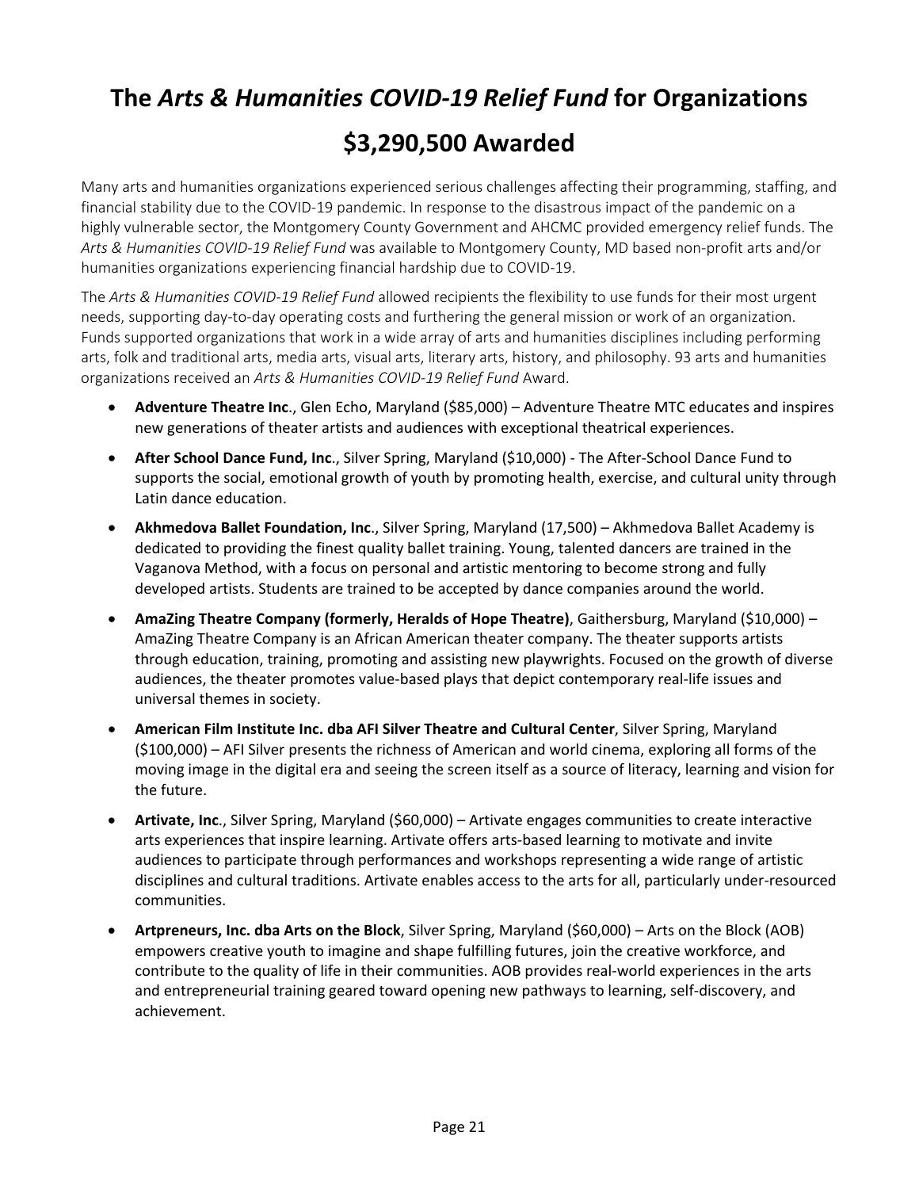# The *Arts & Humanities COVID-19 Relief Fund* for Organizations

# $3,290,500 Awarded

Many arts and humanities organizations experienced serious challenges affecting their programming, staffing, and financial stability due to the COVID-19 pandemic. In response to the disastrous impact of the pandemic on a highly vulnerable sector, the Montgomery County Government and AHCMC provided emergency relief funds. The *Arts & Humanities COVID-19 Relief Fund* was available to Montgomery County, MD based non-profit arts and/or humanities organizations experiencing financial hardship due to COVID-19.

The *Arts & Humanities COVID-19 Relief Fund* allowed recipients the flexibility to use funds for their most urgent needs, supporting day-to-day operating costs and furthering the general mission or work of an organization. Funds supported organizations that work in a wide array of arts and humanities disciplines including performing arts, folk and traditional arts, media arts, visual arts, literary arts, history, and philosophy. 93 arts and humanities organizations received an *Arts & Humanities COVID-19 Relief Fund* Award.

- **Adventure Theatre Inc**., Glen Echo, Maryland ($85,000) – Adventure Theatre MTC educates and inspires new generations of theater artists and audiences with exceptional theatrical experiences.
- **After School Dance Fund, Inc**., Silver Spring, Maryland ($10,000) - The After-School Dance Fund to supports the social, emotional growth of youth by promoting health, exercise, and cultural unity through Latin dance education.
- **Akhmedova Ballet Foundation, Inc**., Silver Spring, Maryland (17,500) – Akhmedova Ballet Academy is dedicated to providing the finest quality ballet training. Young, talented dancers are trained in the Vaganova Method, with a focus on personal and artistic mentoring to become strong and fully developed artists. Students are trained to be accepted by dance companies around the world.
- **AmaZing Theatre Company (formerly, Heralds of Hope Theatre)**, Gaithersburg, Maryland ($10,000) – AmaZing Theatre Company is an African American theater company. The theater supports artists through education, training, promoting and assisting new playwrights. Focused on the growth of diverse audiences, the theater promotes value-based plays that depict contemporary real-life issues and universal themes in society.
- **American Film Institute Inc. dba AFI Silver Theatre and Cultural Center**, Silver Spring, Maryland ($100,000) – AFI Silver presents the richness of American and world cinema, exploring all forms of the moving image in the digital era and seeing the screen itself as a source of literacy, learning and vision for the future.
- **Artivate, Inc**., Silver Spring, Maryland ($60,000) – Artivate engages communities to create interactive arts experiences that inspire learning. Artivate offers arts-based learning to motivate and invite audiences to participate through performances and workshops representing a wide range of artistic disciplines and cultural traditions. Artivate enables access to the arts for all, particularly under-resourced communities.
- **Artpreneurs, Inc. dba Arts on the Block**, Silver Spring, Maryland ($60,000) – Arts on the Block (AOB) empowers creative youth to imagine and shape fulfilling futures, join the creative workforce, and contribute to the quality of life in their communities. AOB provides real-world experiences in the arts and entrepreneurial training geared toward opening new pathways to learning, self-discovery, and achievement.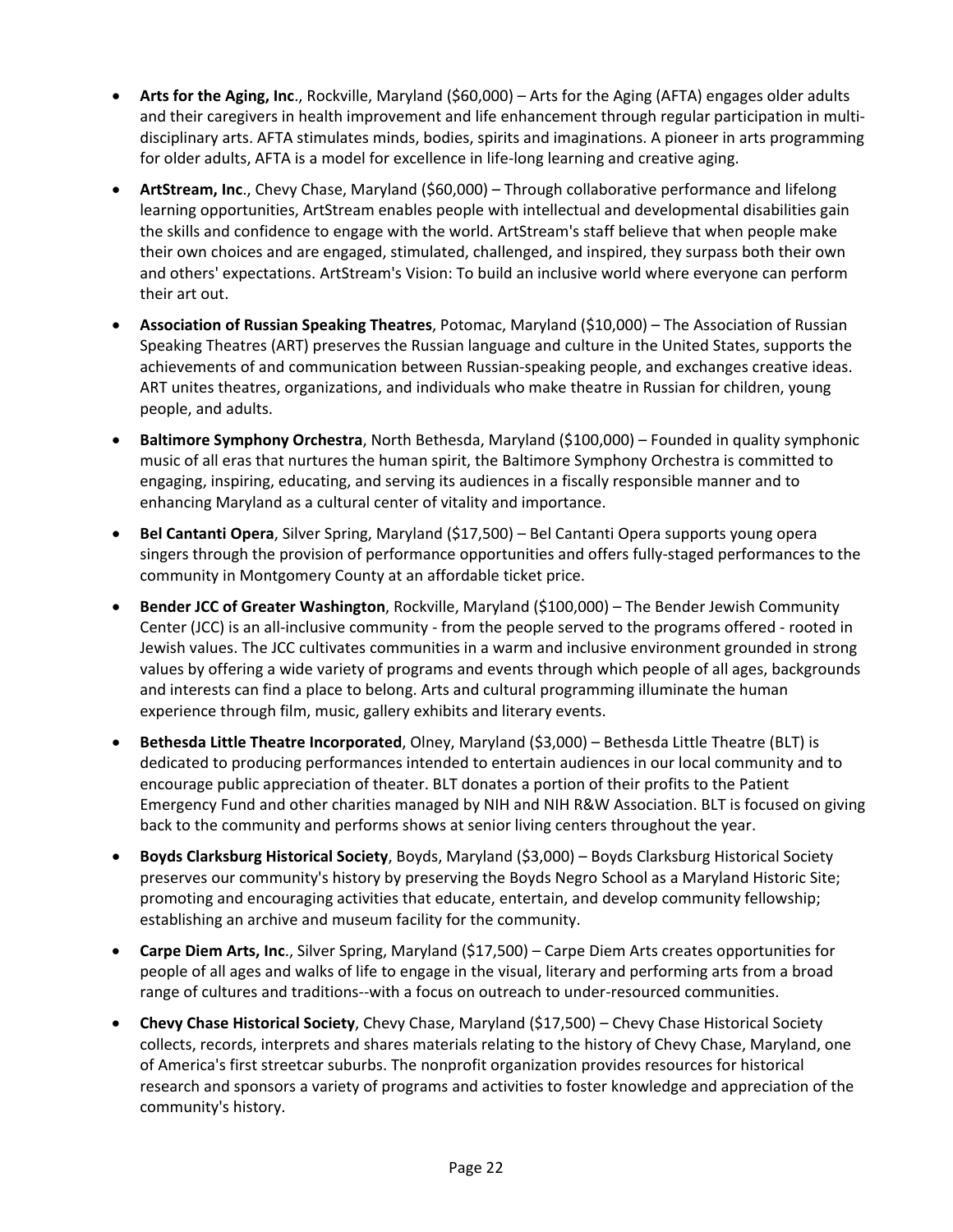- **Arts for the Aging, Inc**., Rockville, Maryland ($60,000) – Arts for the Aging (AFTA) engages older adults and their caregivers in health improvement and life enhancement through regular participation in multi-disciplinary arts. AFTA stimulates minds, bodies, spirits and imaginations. A pioneer in arts programming for older adults, AFTA is a model for excellence in life-long learning and creative aging.
- **ArtStream, Inc**., Chevy Chase, Maryland ($60,000) – Through collaborative performance and lifelong learning opportunities, ArtStream enables people with intellectual and developmental disabilities gain the skills and confidence to engage with the world. ArtStream's staff believe that when people make their own choices and are engaged, stimulated, challenged, and inspired, they surpass both their own and others' expectations. ArtStream's Vision: To build an inclusive world where everyone can perform their art out.
- **Association of Russian Speaking Theatres**, Potomac, Maryland ($10,000) – The Association of Russian Speaking Theatres (ART) preserves the Russian language and culture in the United States, supports the achievements of and communication between Russian-speaking people, and exchanges creative ideas. ART unites theatres, organizations, and individuals who make theatre in Russian for children, young people, and adults.
- **Baltimore Symphony Orchestra**, North Bethesda, Maryland ($100,000) – Founded in quality symphonic music of all eras that nurtures the human spirit, the Baltimore Symphony Orchestra is committed to engaging, inspiring, educating, and serving its audiences in a fiscally responsible manner and to enhancing Maryland as a cultural center of vitality and importance.
- **Bel Cantanti Opera**, Silver Spring, Maryland ($17,500) – Bel Cantanti Opera supports young opera singers through the provision of performance opportunities and offers fully-staged performances to the community in Montgomery County at an affordable ticket price.
- **Bender JCC of Greater Washington**, Rockville, Maryland ($100,000) – The Bender Jewish Community Center (JCC) is an all-inclusive community - from the people served to the programs offered - rooted in Jewish values. The JCC cultivates communities in a warm and inclusive environment grounded in strong values by offering a wide variety of programs and events through which people of all ages, backgrounds and interests can find a place to belong. Arts and cultural programming illuminate the human experience through film, music, gallery exhibits and literary events.
- **Bethesda Little Theatre Incorporated**, Olney, Maryland ($3,000) – Bethesda Little Theatre (BLT) is dedicated to producing performances intended to entertain audiences in our local community and to encourage public appreciation of theater. BLT donates a portion of their profits to the Patient Emergency Fund and other charities managed by NIH and NIH R&W Association. BLT is focused on giving back to the community and performs shows at senior living centers throughout the year.
- **Boyds Clarksburg Historical Society**, Boyds, Maryland ($3,000) – Boyds Clarksburg Historical Society preserves our community's history by preserving the Boyds Negro School as a Maryland Historic Site; promoting and encouraging activities that educate, entertain, and develop community fellowship; establishing an archive and museum facility for the community.
- **Carpe Diem Arts, Inc**., Silver Spring, Maryland ($17,500) – Carpe Diem Arts creates opportunities for people of all ages and walks of life to engage in the visual, literary and performing arts from a broad range of cultures and traditions--with a focus on outreach to under-resourced communities.
- **Chevy Chase Historical Society**, Chevy Chase, Maryland ($17,500) – Chevy Chase Historical Society collects, records, interprets and shares materials relating to the history of Chevy Chase, Maryland, one of America's first streetcar suburbs. The nonprofit organization provides resources for historical research and sponsors a variety of programs and activities to foster knowledge and appreciation of the community's history.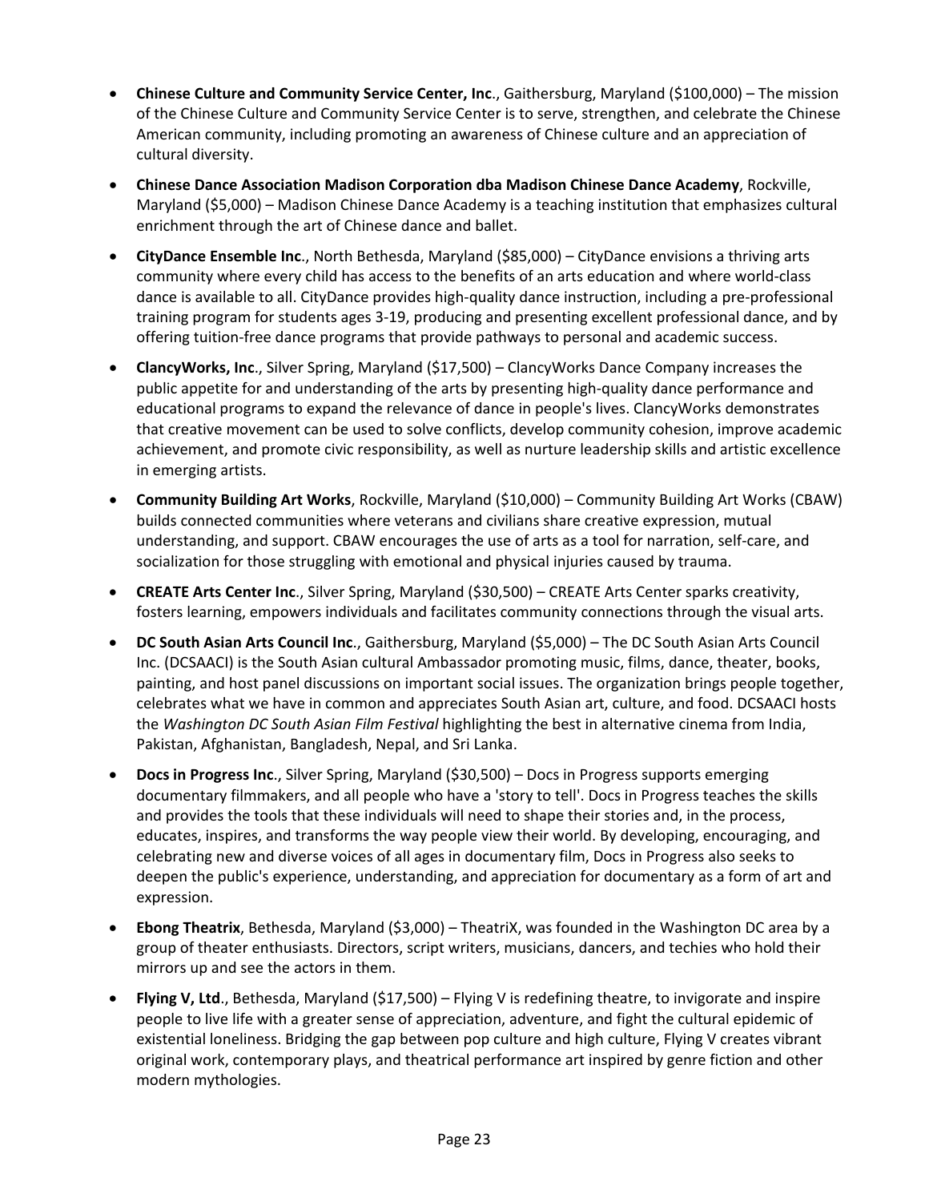- **Chinese Culture and Community Service Center, Inc**., Gaithersburg, Maryland ($100,000) – The mission of the Chinese Culture and Community Service Center is to serve, strengthen, and celebrate the Chinese American community, including promoting an awareness of Chinese culture and an appreciation of cultural diversity.
- **Chinese Dance Association Madison Corporation dba Madison Chinese Dance Academy**, Rockville, Maryland ($5,000) – Madison Chinese Dance Academy is a teaching institution that emphasizes cultural enrichment through the art of Chinese dance and ballet.
- **CityDance Ensemble Inc**., North Bethesda, Maryland ($85,000) – CityDance envisions a thriving arts community where every child has access to the benefits of an arts education and where world-class dance is available to all. CityDance provides high-quality dance instruction, including a pre-professional training program for students ages 3-19, producing and presenting excellent professional dance, and by offering tuition-free dance programs that provide pathways to personal and academic success.
- **ClancyWorks, Inc**., Silver Spring, Maryland ($17,500) – ClancyWorks Dance Company increases the public appetite for and understanding of the arts by presenting high-quality dance performance and educational programs to expand the relevance of dance in people's lives. ClancyWorks demonstrates that creative movement can be used to solve conflicts, develop community cohesion, improve academic achievement, and promote civic responsibility, as well as nurture leadership skills and artistic excellence in emerging artists.
- **Community Building Art Works**, Rockville, Maryland ($10,000) – Community Building Art Works (CBAW) builds connected communities where veterans and civilians share creative expression, mutual understanding, and support. CBAW encourages the use of arts as a tool for narration, self-care, and socialization for those struggling with emotional and physical injuries caused by trauma.
- **CREATE Arts Center Inc**., Silver Spring, Maryland ($30,500) – CREATE Arts Center sparks creativity, fosters learning, empowers individuals and facilitates community connections through the visual arts.
- **DC South Asian Arts Council Inc**., Gaithersburg, Maryland ($5,000) – The DC South Asian Arts Council Inc. (DCSAACI) is the South Asian cultural Ambassador promoting music, films, dance, theater, books, painting, and host panel discussions on important social issues. The organization brings people together, celebrates what we have in common and appreciates South Asian art, culture, and food. DCSAACI hosts the *Washington DC South Asian Film Festival* highlighting the best in alternative cinema from India, Pakistan, Afghanistan, Bangladesh, Nepal, and Sri Lanka.
- **Docs in Progress Inc**., Silver Spring, Maryland ($30,500) – Docs in Progress supports emerging documentary filmmakers, and all people who have a 'story to tell'. Docs in Progress teaches the skills and provides the tools that these individuals will need to shape their stories and, in the process, educates, inspires, and transforms the way people view their world. By developing, encouraging, and celebrating new and diverse voices of all ages in documentary film, Docs in Progress also seeks to deepen the public's experience, understanding, and appreciation for documentary as a form of art and expression.
- **Ebong Theatrix**, Bethesda, Maryland ($3,000) – TheatriX, was founded in the Washington DC area by a group of theater enthusiasts. Directors, script writers, musicians, dancers, and techies who hold their mirrors up and see the actors in them.
- **Flying V, Ltd**., Bethesda, Maryland ($17,500) – Flying V is redefining theatre, to invigorate and inspire people to live life with a greater sense of appreciation, adventure, and fight the cultural epidemic of existential loneliness. Bridging the gap between pop culture and high culture, Flying V creates vibrant original work, contemporary plays, and theatrical performance art inspired by genre fiction and other modern mythologies.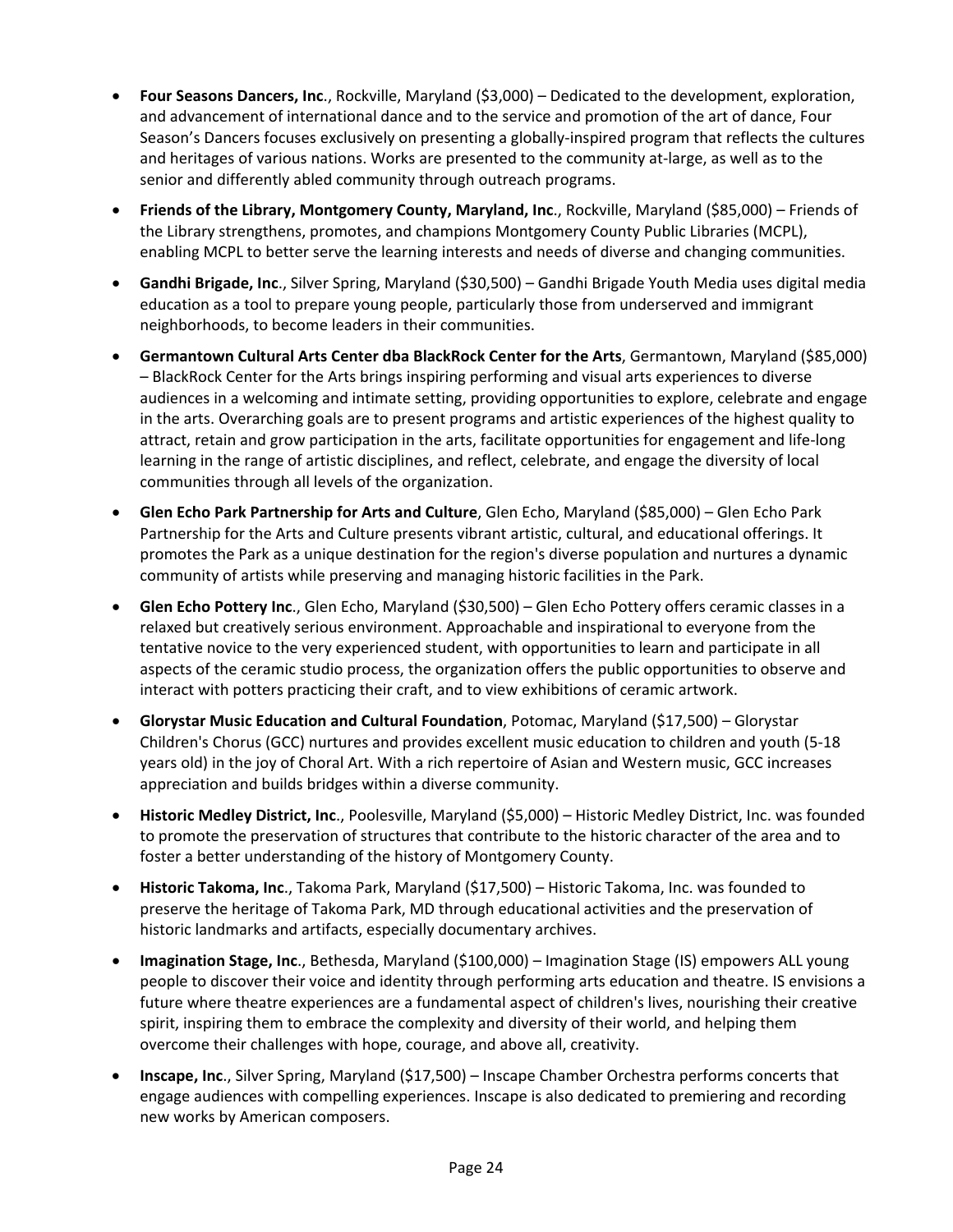- **Four Seasons Dancers, Inc**., Rockville, Maryland ($3,000) – Dedicated to the development, exploration, and advancement of international dance and to the service and promotion of the art of dance, Four Season's Dancers focuses exclusively on presenting a globally-inspired program that reflects the cultures and heritages of various nations. Works are presented to the community at-large, as well as to the senior and differently abled community through outreach programs.
- **Friends of the Library, Montgomery County, Maryland, Inc**., Rockville, Maryland ($85,000) – Friends of the Library strengthens, promotes, and champions Montgomery County Public Libraries (MCPL), enabling MCPL to better serve the learning interests and needs of diverse and changing communities.
- **Gandhi Brigade, Inc**., Silver Spring, Maryland ($30,500) – Gandhi Brigade Youth Media uses digital media education as a tool to prepare young people, particularly those from underserved and immigrant neighborhoods, to become leaders in their communities.
- **Germantown Cultural Arts Center dba BlackRock Center for the Arts**, Germantown, Maryland ($85,000) – BlackRock Center for the Arts brings inspiring performing and visual arts experiences to diverse audiences in a welcoming and intimate setting, providing opportunities to explore, celebrate and engage in the arts. Overarching goals are to present programs and artistic experiences of the highest quality to attract, retain and grow participation in the arts, facilitate opportunities for engagement and life-long learning in the range of artistic disciplines, and reflect, celebrate, and engage the diversity of local communities through all levels of the organization.
- **Glen Echo Park Partnership for Arts and Culture**, Glen Echo, Maryland ($85,000) – Glen Echo Park Partnership for the Arts and Culture presents vibrant artistic, cultural, and educational offerings. It promotes the Park as a unique destination for the region's diverse population and nurtures a dynamic community of artists while preserving and managing historic facilities in the Park.
- **Glen Echo Pottery Inc**., Glen Echo, Maryland ($30,500) – Glen Echo Pottery offers ceramic classes in a relaxed but creatively serious environment. Approachable and inspirational to everyone from the tentative novice to the very experienced student, with opportunities to learn and participate in all aspects of the ceramic studio process, the organization offers the public opportunities to observe and interact with potters practicing their craft, and to view exhibitions of ceramic artwork.
- **Glorystar Music Education and Cultural Foundation**, Potomac, Maryland ($17,500) – Glorystar Children's Chorus (GCC) nurtures and provides excellent music education to children and youth (5-18 years old) in the joy of Choral Art. With a rich repertoire of Asian and Western music, GCC increases appreciation and builds bridges within a diverse community.
- **Historic Medley District, Inc**., Poolesville, Maryland ($5,000) – Historic Medley District, Inc. was founded to promote the preservation of structures that contribute to the historic character of the area and to foster a better understanding of the history of Montgomery County.
- **Historic Takoma, Inc**., Takoma Park, Maryland ($17,500) – Historic Takoma, Inc. was founded to preserve the heritage of Takoma Park, MD through educational activities and the preservation of historic landmarks and artifacts, especially documentary archives.
- **Imagination Stage, Inc**., Bethesda, Maryland ($100,000) – Imagination Stage (IS) empowers ALL young people to discover their voice and identity through performing arts education and theatre. IS envisions a future where theatre experiences are a fundamental aspect of children's lives, nourishing their creative spirit, inspiring them to embrace the complexity and diversity of their world, and helping them overcome their challenges with hope, courage, and above all, creativity.
- **Inscape, Inc**., Silver Spring, Maryland ($17,500) – Inscape Chamber Orchestra performs concerts that engage audiences with compelling experiences. Inscape is also dedicated to premiering and recording new works by American composers.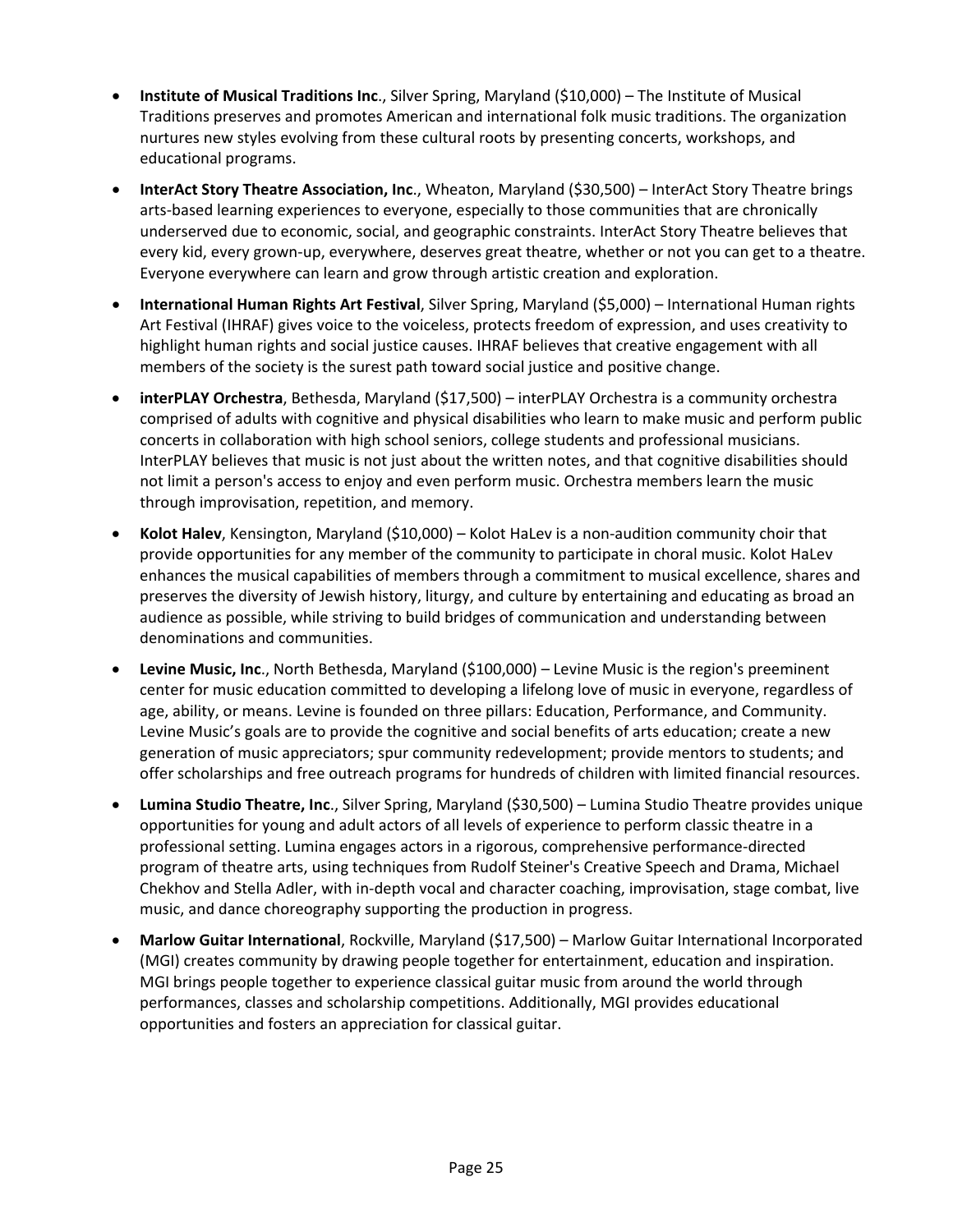- **Institute of Musical Traditions Inc**., Silver Spring, Maryland ($10,000) – The Institute of Musical Traditions preserves and promotes American and international folk music traditions. The organization nurtures new styles evolving from these cultural roots by presenting concerts, workshops, and educational programs.
- **InterAct Story Theatre Association, Inc**., Wheaton, Maryland ($30,500) – InterAct Story Theatre brings arts-based learning experiences to everyone, especially to those communities that are chronically underserved due to economic, social, and geographic constraints. InterAct Story Theatre believes that every kid, every grown-up, everywhere, deserves great theatre, whether or not you can get to a theatre. Everyone everywhere can learn and grow through artistic creation and exploration.
- **International Human Rights Art Festival**, Silver Spring, Maryland ($5,000) – International Human rights Art Festival (IHRAF) gives voice to the voiceless, protects freedom of expression, and uses creativity to highlight human rights and social justice causes. IHRAF believes that creative engagement with all members of the society is the surest path toward social justice and positive change.
- **interPLAY Orchestra**, Bethesda, Maryland ($17,500) – interPLAY Orchestra is a community orchestra comprised of adults with cognitive and physical disabilities who learn to make music and perform public concerts in collaboration with high school seniors, college students and professional musicians. InterPLAY believes that music is not just about the written notes, and that cognitive disabilities should not limit a person's access to enjoy and even perform music. Orchestra members learn the music through improvisation, repetition, and memory.
- **Kolot Halev**, Kensington, Maryland ($10,000) – Kolot HaLev is a non-audition community choir that provide opportunities for any member of the community to participate in choral music. Kolot HaLev enhances the musical capabilities of members through a commitment to musical excellence, shares and preserves the diversity of Jewish history, liturgy, and culture by entertaining and educating as broad an audience as possible, while striving to build bridges of communication and understanding between denominations and communities.
- **Levine Music, Inc**., North Bethesda, Maryland ($100,000) – Levine Music is the region's preeminent center for music education committed to developing a lifelong love of music in everyone, regardless of age, ability, or means. Levine is founded on three pillars: Education, Performance, and Community. Levine Music's goals are to provide the cognitive and social benefits of arts education; create a new generation of music appreciators; spur community redevelopment; provide mentors to students; and offer scholarships and free outreach programs for hundreds of children with limited financial resources.
- **Lumina Studio Theatre, Inc**., Silver Spring, Maryland ($30,500) – Lumina Studio Theatre provides unique opportunities for young and adult actors of all levels of experience to perform classic theatre in a professional setting. Lumina engages actors in a rigorous, comprehensive performance-directed program of theatre arts, using techniques from Rudolf Steiner's Creative Speech and Drama, Michael Chekhov and Stella Adler, with in-depth vocal and character coaching, improvisation, stage combat, live music, and dance choreography supporting the production in progress.
- **Marlow Guitar International**, Rockville, Maryland ($17,500) – Marlow Guitar International Incorporated (MGI) creates community by drawing people together for entertainment, education and inspiration. MGI brings people together to experience classical guitar music from around the world through performances, classes and scholarship competitions. Additionally, MGI provides educational opportunities and fosters an appreciation for classical guitar.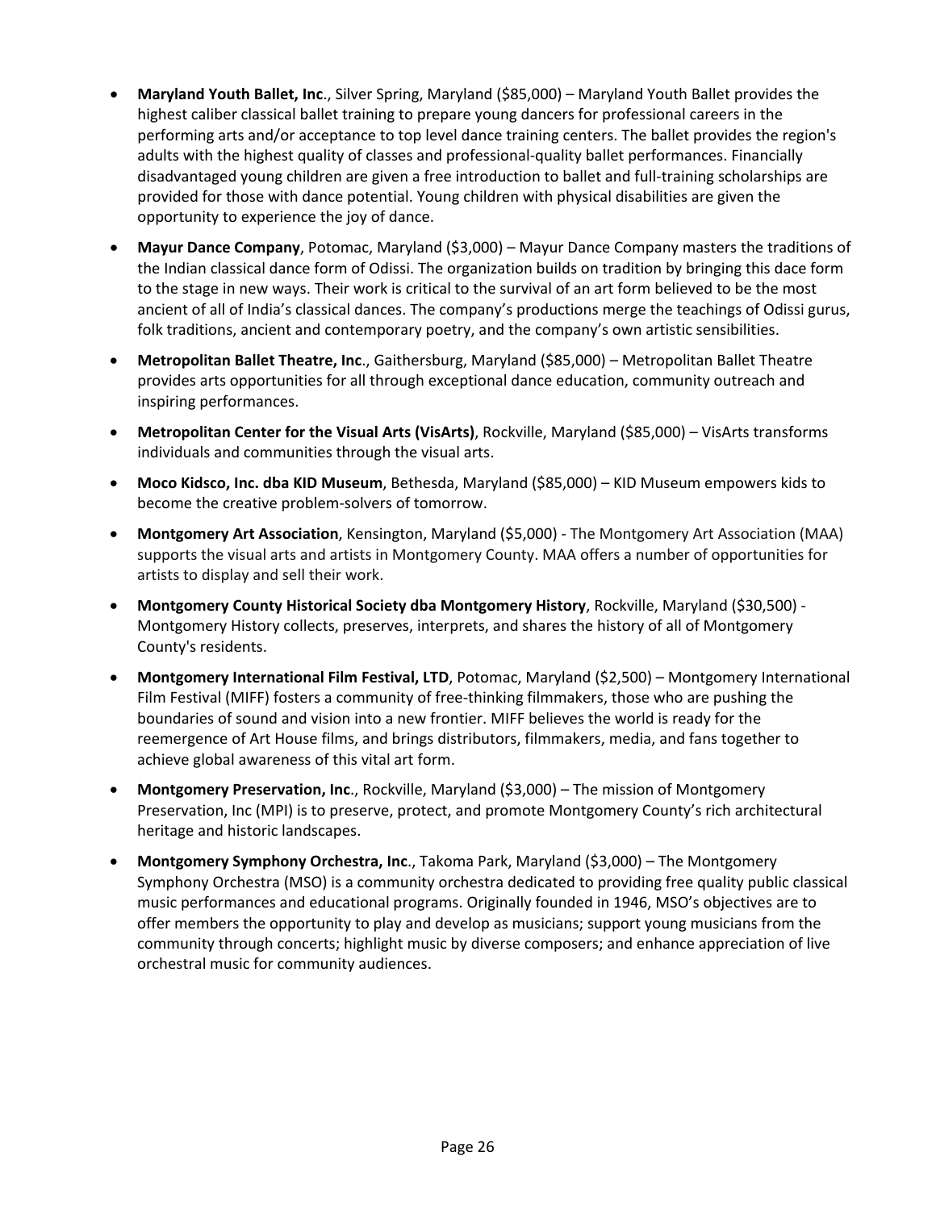- **Maryland Youth Ballet, Inc**., Silver Spring, Maryland ($85,000) – Maryland Youth Ballet provides the highest caliber classical ballet training to prepare young dancers for professional careers in the performing arts and/or acceptance to top level dance training centers. The ballet provides the region's adults with the highest quality of classes and professional-quality ballet performances. Financially disadvantaged young children are given a free introduction to ballet and full-training scholarships are provided for those with dance potential. Young children with physical disabilities are given the opportunity to experience the joy of dance.
- **Mayur Dance Company**, Potomac, Maryland ($3,000) – Mayur Dance Company masters the traditions of the Indian classical dance form of Odissi. The organization builds on tradition by bringing this dace form to the stage in new ways. Their work is critical to the survival of an art form believed to be the most ancient of all of India's classical dances. The company's productions merge the teachings of Odissi gurus, folk traditions, ancient and contemporary poetry, and the company's own artistic sensibilities.
- **Metropolitan Ballet Theatre, Inc**., Gaithersburg, Maryland ($85,000) – Metropolitan Ballet Theatre provides arts opportunities for all through exceptional dance education, community outreach and inspiring performances.
- **Metropolitan Center for the Visual Arts (VisArts)**, Rockville, Maryland ($85,000) – VisArts transforms individuals and communities through the visual arts.
- **Moco Kidsco, Inc. dba KID Museum**, Bethesda, Maryland ($85,000) – KID Museum empowers kids to become the creative problem-solvers of tomorrow.
- **Montgomery Art Association**, Kensington, Maryland ($5,000) - The Montgomery Art Association (MAA) supports the visual arts and artists in Montgomery County. MAA offers a number of opportunities for artists to display and sell their work.
- **Montgomery County Historical Society dba Montgomery History**, Rockville, Maryland ($30,500) - Montgomery History collects, preserves, interprets, and shares the history of all of Montgomery County's residents.
- **Montgomery International Film Festival, LTD**, Potomac, Maryland ($2,500) – Montgomery International Film Festival (MIFF) fosters a community of free-thinking filmmakers, those who are pushing the boundaries of sound and vision into a new frontier. MIFF believes the world is ready for the reemergence of Art House films, and brings distributors, filmmakers, media, and fans together to achieve global awareness of this vital art form.
- **Montgomery Preservation, Inc**., Rockville, Maryland ($3,000) – The mission of Montgomery Preservation, Inc (MPI) is to preserve, protect, and promote Montgomery County's rich architectural heritage and historic landscapes.
- **Montgomery Symphony Orchestra, Inc**., Takoma Park, Maryland ($3,000) – The Montgomery Symphony Orchestra (MSO) is a community orchestra dedicated to providing free quality public classical music performances and educational programs. Originally founded in 1946, MSO's objectives are to offer members the opportunity to play and develop as musicians; support young musicians from the community through concerts; highlight music by diverse composers; and enhance appreciation of live orchestral music for community audiences.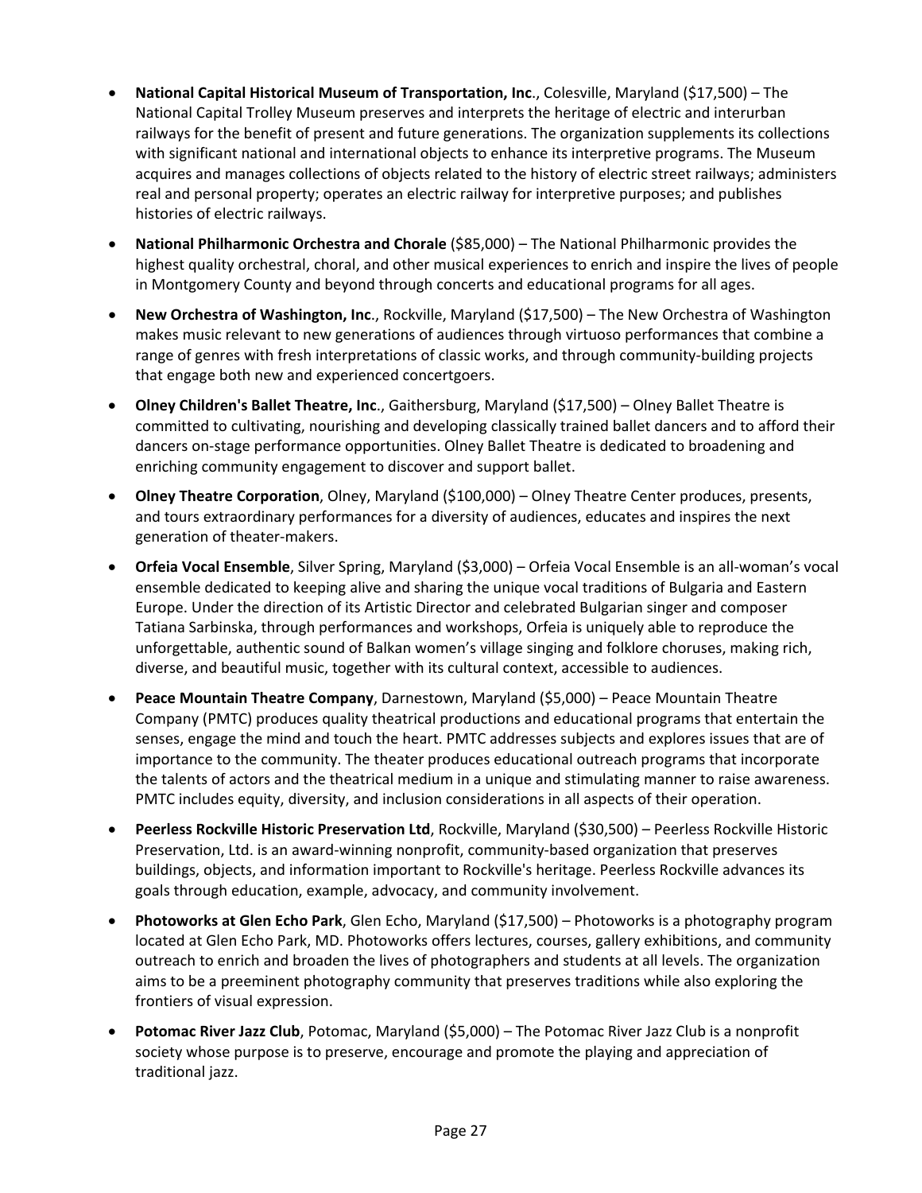- **National Capital Historical Museum of Transportation, Inc**., Colesville, Maryland ($17,500) – The National Capital Trolley Museum preserves and interprets the heritage of electric and interurban railways for the benefit of present and future generations. The organization supplements its collections with significant national and international objects to enhance its interpretive programs. The Museum acquires and manages collections of objects related to the history of electric street railways; administers real and personal property; operates an electric railway for interpretive purposes; and publishes histories of electric railways.

- **National Philharmonic Orchestra and Chorale** ($85,000) – The National Philharmonic provides the highest quality orchestral, choral, and other musical experiences to enrich and inspire the lives of people in Montgomery County and beyond through concerts and educational programs for all ages.

- **New Orchestra of Washington, Inc**., Rockville, Maryland ($17,500) – The New Orchestra of Washington makes music relevant to new generations of audiences through virtuoso performances that combine a range of genres with fresh interpretations of classic works, and through community-building projects that engage both new and experienced concertgoers.

- **Olney Children's Ballet Theatre, Inc**., Gaithersburg, Maryland ($17,500) – Olney Ballet Theatre is committed to cultivating, nourishing and developing classically trained ballet dancers and to afford their dancers on-stage performance opportunities. Olney Ballet Theatre is dedicated to broadening and enriching community engagement to discover and support ballet.

- **Olney Theatre Corporation**, Olney, Maryland ($100,000) – Olney Theatre Center produces, presents, and tours extraordinary performances for a diversity of audiences, educates and inspires the next generation of theater-makers.

- **Orfeia Vocal Ensemble**, Silver Spring, Maryland ($3,000) – Orfeia Vocal Ensemble is an all-woman's vocal ensemble dedicated to keeping alive and sharing the unique vocal traditions of Bulgaria and Eastern Europe. Under the direction of its Artistic Director and celebrated Bulgarian singer and composer Tatiana Sarbinska, through performances and workshops, Orfeia is uniquely able to reproduce the unforgettable, authentic sound of Balkan women's village singing and folklore choruses, making rich, diverse, and beautiful music, together with its cultural context, accessible to audiences.

- **Peace Mountain Theatre Company**, Darnestown, Maryland ($5,000) – Peace Mountain Theatre Company (PMTC) produces quality theatrical productions and educational programs that entertain the senses, engage the mind and touch the heart. PMTC addresses subjects and explores issues that are of importance to the community. The theater produces educational outreach programs that incorporate the talents of actors and the theatrical medium in a unique and stimulating manner to raise awareness. PMTC includes equity, diversity, and inclusion considerations in all aspects of their operation.

- **Peerless Rockville Historic Preservation Ltd**, Rockville, Maryland ($30,500) – Peerless Rockville Historic Preservation, Ltd. is an award-winning nonprofit, community-based organization that preserves buildings, objects, and information important to Rockville's heritage. Peerless Rockville advances its goals through education, example, advocacy, and community involvement.

- **Photoworks at Glen Echo Park**, Glen Echo, Maryland ($17,500) – Photoworks is a photography program located at Glen Echo Park, MD. Photoworks offers lectures, courses, gallery exhibitions, and community outreach to enrich and broaden the lives of photographers and students at all levels. The organization aims to be a preeminent photography community that preserves traditions while also exploring the frontiers of visual expression.

- **Potomac River Jazz Club**, Potomac, Maryland ($5,000) – The Potomac River Jazz Club is a nonprofit society whose purpose is to preserve, encourage and promote the playing and appreciation of traditional jazz.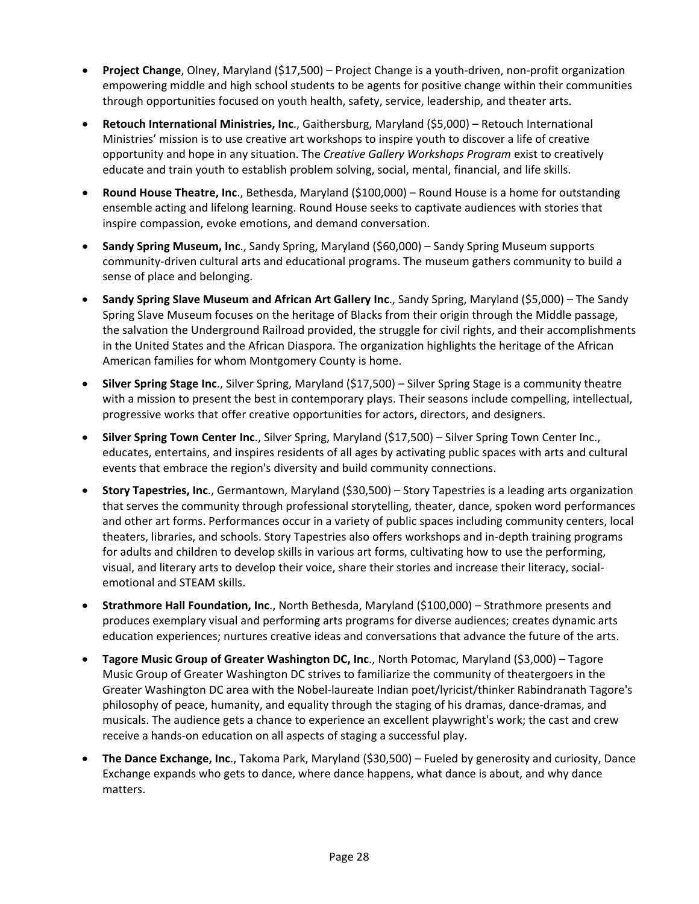- **Project Change**, Olney, Maryland ($17,500) – Project Change is a youth-driven, non-profit organization empowering middle and high school students to be agents for positive change within their communities through opportunities focused on youth health, safety, service, leadership, and theater arts.
- **Retouch International Ministries, Inc**., Gaithersburg, Maryland ($5,000) – Retouch International Ministries' mission is to use creative art workshops to inspire youth to discover a life of creative opportunity and hope in any situation. The *Creative Gallery Workshops Program* exist to creatively educate and train youth to establish problem solving, social, mental, financial, and life skills.
- **Round House Theatre, Inc**., Bethesda, Maryland ($100,000) – Round House is a home for outstanding ensemble acting and lifelong learning. Round House seeks to captivate audiences with stories that inspire compassion, evoke emotions, and demand conversation.
- **Sandy Spring Museum, Inc**., Sandy Spring, Maryland ($60,000) – Sandy Spring Museum supports community-driven cultural arts and educational programs. The museum gathers community to build a sense of place and belonging.
- **Sandy Spring Slave Museum and African Art Gallery Inc**., Sandy Spring, Maryland ($5,000) – The Sandy Spring Slave Museum focuses on the heritage of Blacks from their origin through the Middle passage, the salvation the Underground Railroad provided, the struggle for civil rights, and their accomplishments in the United States and the African Diaspora. The organization highlights the heritage of the African American families for whom Montgomery County is home.
- **Silver Spring Stage Inc**., Silver Spring, Maryland ($17,500) – Silver Spring Stage is a community theatre with a mission to present the best in contemporary plays. Their seasons include compelling, intellectual, progressive works that offer creative opportunities for actors, directors, and designers.
- **Silver Spring Town Center Inc**., Silver Spring, Maryland ($17,500) – Silver Spring Town Center Inc., educates, entertains, and inspires residents of all ages by activating public spaces with arts and cultural events that embrace the region's diversity and build community connections.
- **Story Tapestries, Inc**., Germantown, Maryland ($30,500) – Story Tapestries is a leading arts organization that serves the community through professional storytelling, theater, dance, spoken word performances and other art forms. Performances occur in a variety of public spaces including community centers, local theaters, libraries, and schools. Story Tapestries also offers workshops and in-depth training programs for adults and children to develop skills in various art forms, cultivating how to use the performing, visual, and literary arts to develop their voice, share their stories and increase their literacy, social-emotional and STEAM skills.
- **Strathmore Hall Foundation, Inc**., North Bethesda, Maryland ($100,000) – Strathmore presents and produces exemplary visual and performing arts programs for diverse audiences; creates dynamic arts education experiences; nurtures creative ideas and conversations that advance the future of the arts.
- **Tagore Music Group of Greater Washington DC, Inc**., North Potomac, Maryland ($3,000) – Tagore Music Group of Greater Washington DC strives to familiarize the community of theatergoers in the Greater Washington DC area with the Nobel-laureate Indian poet/lyricist/thinker Rabindranath Tagore's philosophy of peace, humanity, and equality through the staging of his dramas, dance-dramas, and musicals. The audience gets a chance to experience an excellent playwright's work; the cast and crew receive a hands-on education on all aspects of staging a successful play.
- **The Dance Exchange, Inc**., Takoma Park, Maryland ($30,500) – Fueled by generosity and curiosity, Dance Exchange expands who gets to dance, where dance happens, what dance is about, and why dance matters.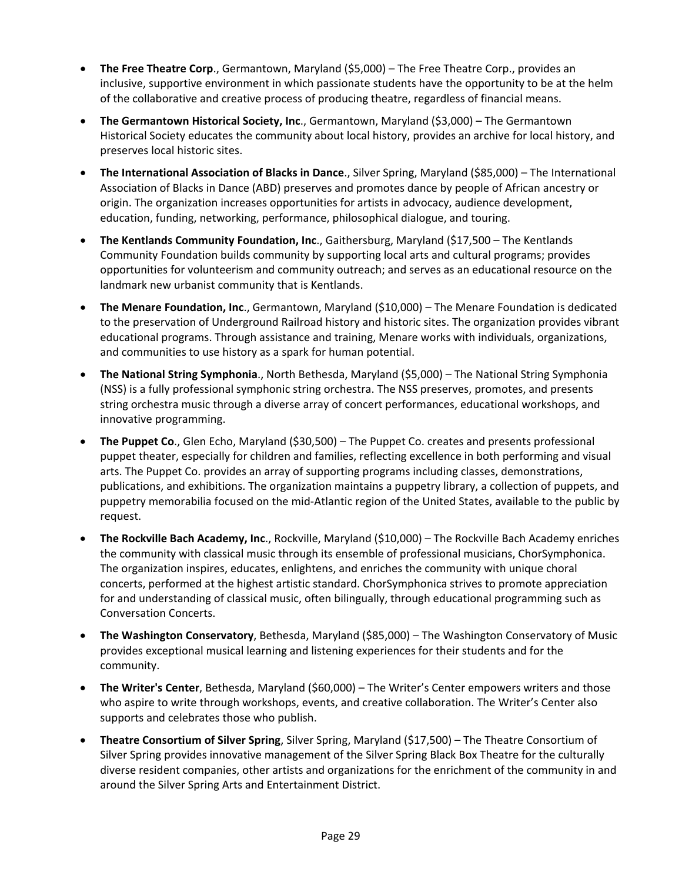- **The Free Theatre Corp**., Germantown, Maryland ($5,000) – The Free Theatre Corp., provides an inclusive, supportive environment in which passionate students have the opportunity to be at the helm of the collaborative and creative process of producing theatre, regardless of financial means.
- **The Germantown Historical Society, Inc**., Germantown, Maryland ($3,000) – The Germantown Historical Society educates the community about local history, provides an archive for local history, and preserves local historic sites.
- **The International Association of Blacks in Dance**., Silver Spring, Maryland ($85,000) – The International Association of Blacks in Dance (ABD) preserves and promotes dance by people of African ancestry or origin. The organization increases opportunities for artists in advocacy, audience development, education, funding, networking, performance, philosophical dialogue, and touring.
- **The Kentlands Community Foundation, Inc**., Gaithersburg, Maryland ($17,500 – The Kentlands Community Foundation builds community by supporting local arts and cultural programs; provides opportunities for volunteerism and community outreach; and serves as an educational resource on the landmark new urbanist community that is Kentlands.
- **The Menare Foundation, Inc**., Germantown, Maryland ($10,000) – The Menare Foundation is dedicated to the preservation of Underground Railroad history and historic sites. The organization provides vibrant educational programs. Through assistance and training, Menare works with individuals, organizations, and communities to use history as a spark for human potential.
- **The National String Symphonia**., North Bethesda, Maryland ($5,000) – The National String Symphonia (NSS) is a fully professional symphonic string orchestra. The NSS preserves, promotes, and presents string orchestra music through a diverse array of concert performances, educational workshops, and innovative programming.
- **The Puppet Co**., Glen Echo, Maryland ($30,500) – The Puppet Co. creates and presents professional puppet theater, especially for children and families, reflecting excellence in both performing and visual arts. The Puppet Co. provides an array of supporting programs including classes, demonstrations, publications, and exhibitions. The organization maintains a puppetry library, a collection of puppets, and puppetry memorabilia focused on the mid-Atlantic region of the United States, available to the public by request.
- **The Rockville Bach Academy, Inc**., Rockville, Maryland ($10,000) – The Rockville Bach Academy enriches the community with classical music through its ensemble of professional musicians, ChorSymphonica. The organization inspires, educates, enlightens, and enriches the community with unique choral concerts, performed at the highest artistic standard. ChorSymphonica strives to promote appreciation for and understanding of classical music, often bilingually, through educational programming such as Conversation Concerts.
- **The Washington Conservatory**, Bethesda, Maryland ($85,000) – The Washington Conservatory of Music provides exceptional musical learning and listening experiences for their students and for the community.
- **The Writer's Center**, Bethesda, Maryland ($60,000) – The Writer's Center empowers writers and those who aspire to write through workshops, events, and creative collaboration. The Writer's Center also supports and celebrates those who publish.
- **Theatre Consortium of Silver Spring**, Silver Spring, Maryland ($17,500) – The Theatre Consortium of Silver Spring provides innovative management of the Silver Spring Black Box Theatre for the culturally diverse resident companies, other artists and organizations for the enrichment of the community in and around the Silver Spring Arts and Entertainment District.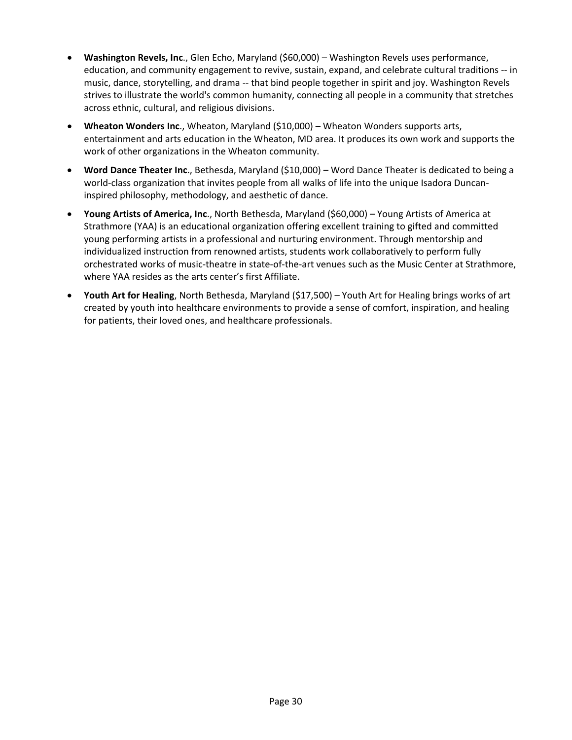- **Washington Revels, Inc**., Glen Echo, Maryland ($60,000) – Washington Revels uses performance, education, and community engagement to revive, sustain, expand, and celebrate cultural traditions -- in music, dance, storytelling, and drama -- that bind people together in spirit and joy. Washington Revels strives to illustrate the world's common humanity, connecting all people in a community that stretches across ethnic, cultural, and religious divisions.
- **Wheaton Wonders Inc**., Wheaton, Maryland ($10,000) – Wheaton Wonders supports arts, entertainment and arts education in the Wheaton, MD area. It produces its own work and supports the work of other organizations in the Wheaton community.
- **Word Dance Theater Inc**., Bethesda, Maryland ($10,000) – Word Dance Theater is dedicated to being a world-class organization that invites people from all walks of life into the unique Isadora Duncan-inspired philosophy, methodology, and aesthetic of dance.
- **Young Artists of America, Inc**., North Bethesda, Maryland ($60,000) – Young Artists of America at Strathmore (YAA) is an educational organization offering excellent training to gifted and committed young performing artists in a professional and nurturing environment. Through mentorship and individualized instruction from renowned artists, students work collaboratively to perform fully orchestrated works of music-theatre in state-of-the-art venues such as the Music Center at Strathmore, where YAA resides as the arts center's first Affiliate.
- **Youth Art for Healing**, North Bethesda, Maryland ($17,500) – Youth Art for Healing brings works of art created by youth into healthcare environments to provide a sense of comfort, inspiration, and healing for patients, their loved ones, and healthcare professionals.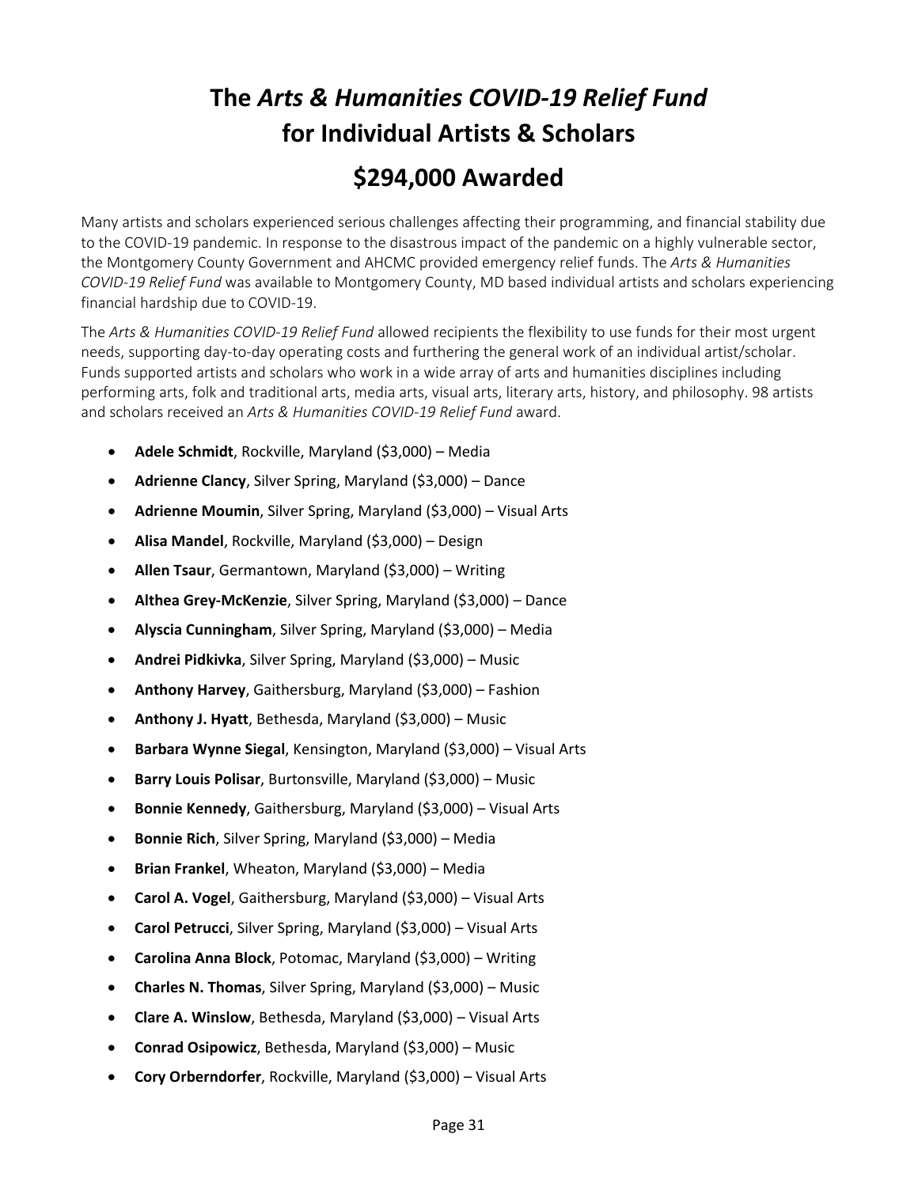# The *Arts & Humanities COVID-19 Relief Fund* for Individual Artists & Scholars

## $294,000 Awarded

Many artists and scholars experienced serious challenges affecting their programming, and financial stability due to the COVID-19 pandemic. In response to the disastrous impact of the pandemic on a highly vulnerable sector, the Montgomery County Government and AHCMC provided emergency relief funds. The *Arts & Humanities COVID-19 Relief Fund* was available to Montgomery County, MD based individual artists and scholars experiencing financial hardship due to COVID-19.

The *Arts & Humanities COVID-19 Relief Fund* allowed recipients the flexibility to use funds for their most urgent needs, supporting day-to-day operating costs and furthering the general work of an individual artist/scholar. Funds supported artists and scholars who work in a wide array of arts and humanities disciplines including performing arts, folk and traditional arts, media arts, visual arts, literary arts, history, and philosophy. 98 artists and scholars received an *Arts & Humanities COVID-19 Relief Fund* award.

- **Adele Schmidt**, Rockville, Maryland ($3,000) – Media
- **Adrienne Clancy**, Silver Spring, Maryland ($3,000) – Dance
- **Adrienne Moumin**, Silver Spring, Maryland ($3,000) – Visual Arts
- **Alisa Mandel**, Rockville, Maryland ($3,000) – Design
- **Allen Tsaur**, Germantown, Maryland ($3,000) – Writing
- **Althea Grey-McKenzie**, Silver Spring, Maryland ($3,000) – Dance
- **Alyscia Cunningham**, Silver Spring, Maryland ($3,000) – Media
- **Andrei Pidkivka**, Silver Spring, Maryland ($3,000) – Music
- **Anthony Harvey**, Gaithersburg, Maryland ($3,000) – Fashion
- **Anthony J. Hyatt**, Bethesda, Maryland ($3,000) – Music
- **Barbara Wynne Siegal**, Kensington, Maryland ($3,000) – Visual Arts
- **Barry Louis Polisar**, Burtonsville, Maryland ($3,000) – Music
- **Bonnie Kennedy**, Gaithersburg, Maryland ($3,000) – Visual Arts
- **Bonnie Rich**, Silver Spring, Maryland ($3,000) – Media
- **Brian Frankel**, Wheaton, Maryland ($3,000) – Media
- **Carol A. Vogel**, Gaithersburg, Maryland ($3,000) – Visual Arts
- **Carol Petrucci**, Silver Spring, Maryland ($3,000) – Visual Arts
- **Carolina Anna Block**, Potomac, Maryland ($3,000) – Writing
- **Charles N. Thomas**, Silver Spring, Maryland ($3,000) – Music
- **Clare A. Winslow**, Bethesda, Maryland ($3,000) – Visual Arts
- **Conrad Osipowicz**, Bethesda, Maryland ($3,000) – Music
- **Cory Orberndorfer**, Rockville, Maryland ($3,000) – Visual Arts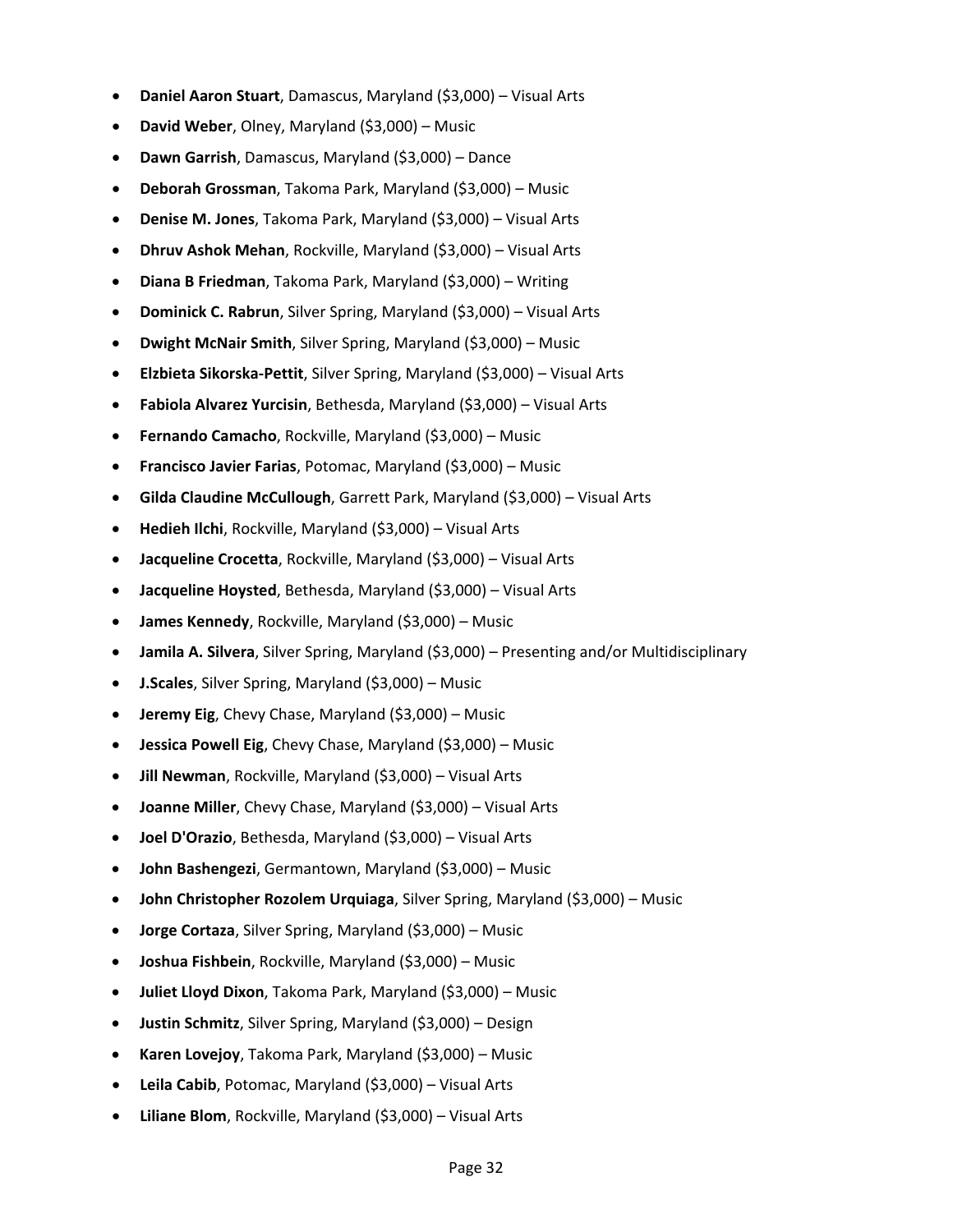- **Daniel Aaron Stuart**, Damascus, Maryland ($3,000) – Visual Arts
- **David Weber**, Olney, Maryland ($3,000) – Music
- **Dawn Garrish**, Damascus, Maryland ($3,000) – Dance
- **Deborah Grossman**, Takoma Park, Maryland ($3,000) – Music
- **Denise M. Jones**, Takoma Park, Maryland ($3,000) – Visual Arts
- **Dhruv Ashok Mehan**, Rockville, Maryland ($3,000) – Visual Arts
- **Diana B Friedman**, Takoma Park, Maryland ($3,000) – Writing
- **Dominick C. Rabrun**, Silver Spring, Maryland ($3,000) – Visual Arts
- **Dwight McNair Smith**, Silver Spring, Maryland ($3,000) – Music
- **Elzbieta Sikorska-Pettit**, Silver Spring, Maryland ($3,000) – Visual Arts
- **Fabiola Alvarez Yurcisin**, Bethesda, Maryland ($3,000) – Visual Arts
- **Fernando Camacho**, Rockville, Maryland ($3,000) – Music
- **Francisco Javier Farias**, Potomac, Maryland ($3,000) – Music
- **Gilda Claudine McCullough**, Garrett Park, Maryland ($3,000) – Visual Arts
- **Hedieh Ilchi**, Rockville, Maryland ($3,000) – Visual Arts
- **Jacqueline Crocetta**, Rockville, Maryland ($3,000) – Visual Arts
- **Jacqueline Hoysted**, Bethesda, Maryland ($3,000) – Visual Arts
- **James Kennedy**, Rockville, Maryland ($3,000) – Music
- **Jamila A. Silvera**, Silver Spring, Maryland ($3,000) – Presenting and/or Multidisciplinary
- **J.Scales**, Silver Spring, Maryland ($3,000) – Music
- **Jeremy Eig**, Chevy Chase, Maryland ($3,000) – Music
- **Jessica Powell Eig**, Chevy Chase, Maryland ($3,000) – Music
- **Jill Newman**, Rockville, Maryland ($3,000) – Visual Arts
- **Joanne Miller**, Chevy Chase, Maryland ($3,000) – Visual Arts
- **Joel D'Orazio**, Bethesda, Maryland ($3,000) – Visual Arts
- **John Bashengezi**, Germantown, Maryland ($3,000) – Music
- **John Christopher Rozolem Urquiaga**, Silver Spring, Maryland ($3,000) – Music
- **Jorge Cortaza**, Silver Spring, Maryland ($3,000) – Music
- **Joshua Fishbein**, Rockville, Maryland ($3,000) – Music
- **Juliet Lloyd Dixon**, Takoma Park, Maryland ($3,000) – Music
- **Justin Schmitz**, Silver Spring, Maryland ($3,000) – Design
- **Karen Lovejoy**, Takoma Park, Maryland ($3,000) – Music
- **Leila Cabib**, Potomac, Maryland ($3,000) – Visual Arts
- **Liliane Blom**, Rockville, Maryland ($3,000) – Visual Arts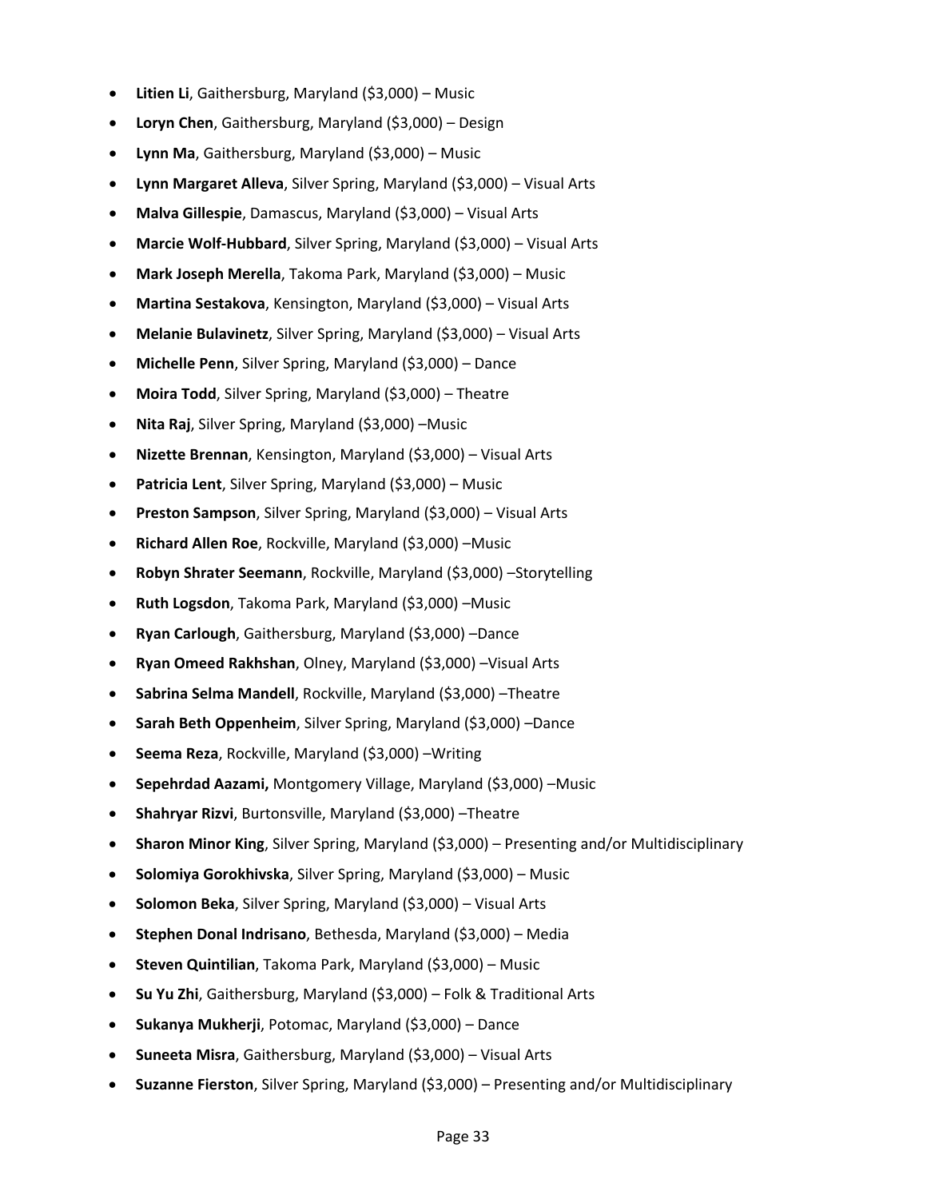- **Litien Li**, Gaithersburg, Maryland ($3,000) – Music
- **Loryn Chen**, Gaithersburg, Maryland ($3,000) – Design
- **Lynn Ma**, Gaithersburg, Maryland ($3,000) – Music
- **Lynn Margaret Alleva**, Silver Spring, Maryland ($3,000) – Visual Arts
- **Malva Gillespie**, Damascus, Maryland ($3,000) – Visual Arts
- **Marcie Wolf-Hubbard**, Silver Spring, Maryland ($3,000) – Visual Arts
- **Mark Joseph Merella**, Takoma Park, Maryland ($3,000) – Music
- **Martina Sestakova**, Kensington, Maryland ($3,000) – Visual Arts
- **Melanie Bulavinetz**, Silver Spring, Maryland ($3,000) – Visual Arts
- **Michelle Penn**, Silver Spring, Maryland ($3,000) – Dance
- **Moira Todd**, Silver Spring, Maryland ($3,000) – Theatre
- **Nita Raj**, Silver Spring, Maryland ($3,000) –Music
- **Nizette Brennan**, Kensington, Maryland ($3,000) – Visual Arts
- **Patricia Lent**, Silver Spring, Maryland ($3,000) – Music
- **Preston Sampson**, Silver Spring, Maryland ($3,000) – Visual Arts
- **Richard Allen Roe**, Rockville, Maryland ($3,000) –Music
- **Robyn Shrater Seemann**, Rockville, Maryland ($3,000) –Storytelling
- **Ruth Logsdon**, Takoma Park, Maryland ($3,000) –Music
- **Ryan Carlough**, Gaithersburg, Maryland ($3,000) –Dance
- **Ryan Omeed Rakhshan**, Olney, Maryland ($3,000) –Visual Arts
- **Sabrina Selma Mandell**, Rockville, Maryland ($3,000) –Theatre
- **Sarah Beth Oppenheim**, Silver Spring, Maryland ($3,000) –Dance
- **Seema Reza**, Rockville, Maryland ($3,000) –Writing
- **Sepehrdad Aazami,** Montgomery Village, Maryland ($3,000) –Music
- **Shahryar Rizvi**, Burtonsville, Maryland ($3,000) –Theatre
- **Sharon Minor King**, Silver Spring, Maryland ($3,000) – Presenting and/or Multidisciplinary
- **Solomiya Gorokhivska**, Silver Spring, Maryland ($3,000) – Music
- **Solomon Beka**, Silver Spring, Maryland ($3,000) – Visual Arts
- **Stephen Donal Indrisano**, Bethesda, Maryland ($3,000) – Media
- **Steven Quintilian**, Takoma Park, Maryland ($3,000) – Music
- **Su Yu Zhi**, Gaithersburg, Maryland ($3,000) – Folk & Traditional Arts
- **Sukanya Mukherji**, Potomac, Maryland ($3,000) – Dance
- **Suneeta Misra**, Gaithersburg, Maryland ($3,000) – Visual Arts
- **Suzanne Fierston**, Silver Spring, Maryland ($3,000) – Presenting and/or Multidisciplinary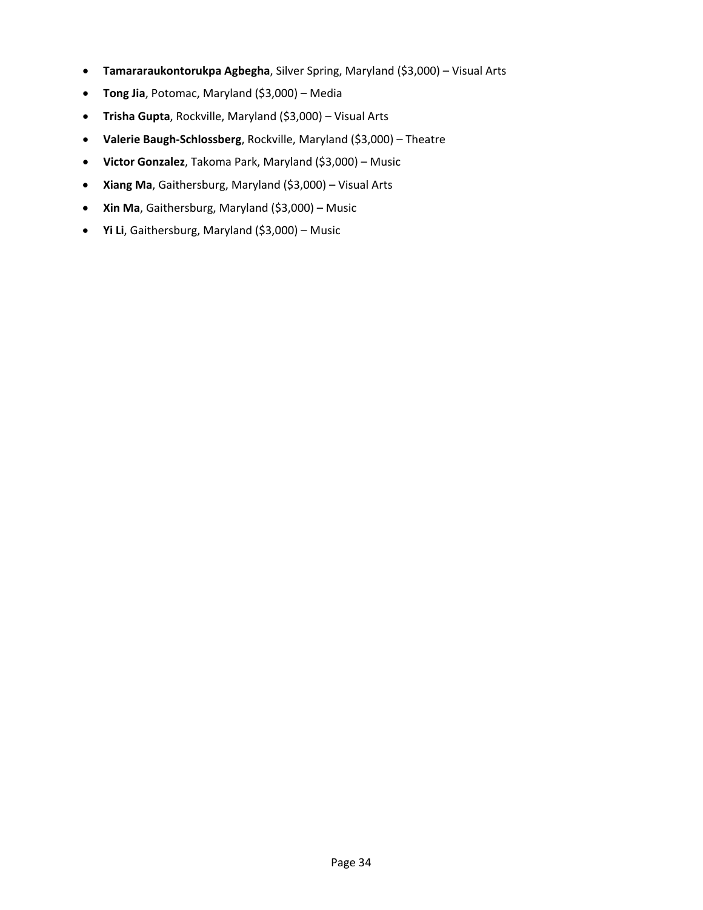- **Tamararaukontorukpa Agbegha**, Silver Spring, Maryland ($3,000) – Visual Arts
- **Tong Jia**, Potomac, Maryland ($3,000) – Media
- **Trisha Gupta**, Rockville, Maryland ($3,000) – Visual Arts
- **Valerie Baugh-Schlossberg**, Rockville, Maryland ($3,000) – Theatre
- **Victor Gonzalez**, Takoma Park, Maryland ($3,000) – Music
- **Xiang Ma**, Gaithersburg, Maryland ($3,000) – Visual Arts
- **Xin Ma**, Gaithersburg, Maryland ($3,000) – Music
- **Yi Li**, Gaithersburg, Maryland ($3,000) – Music